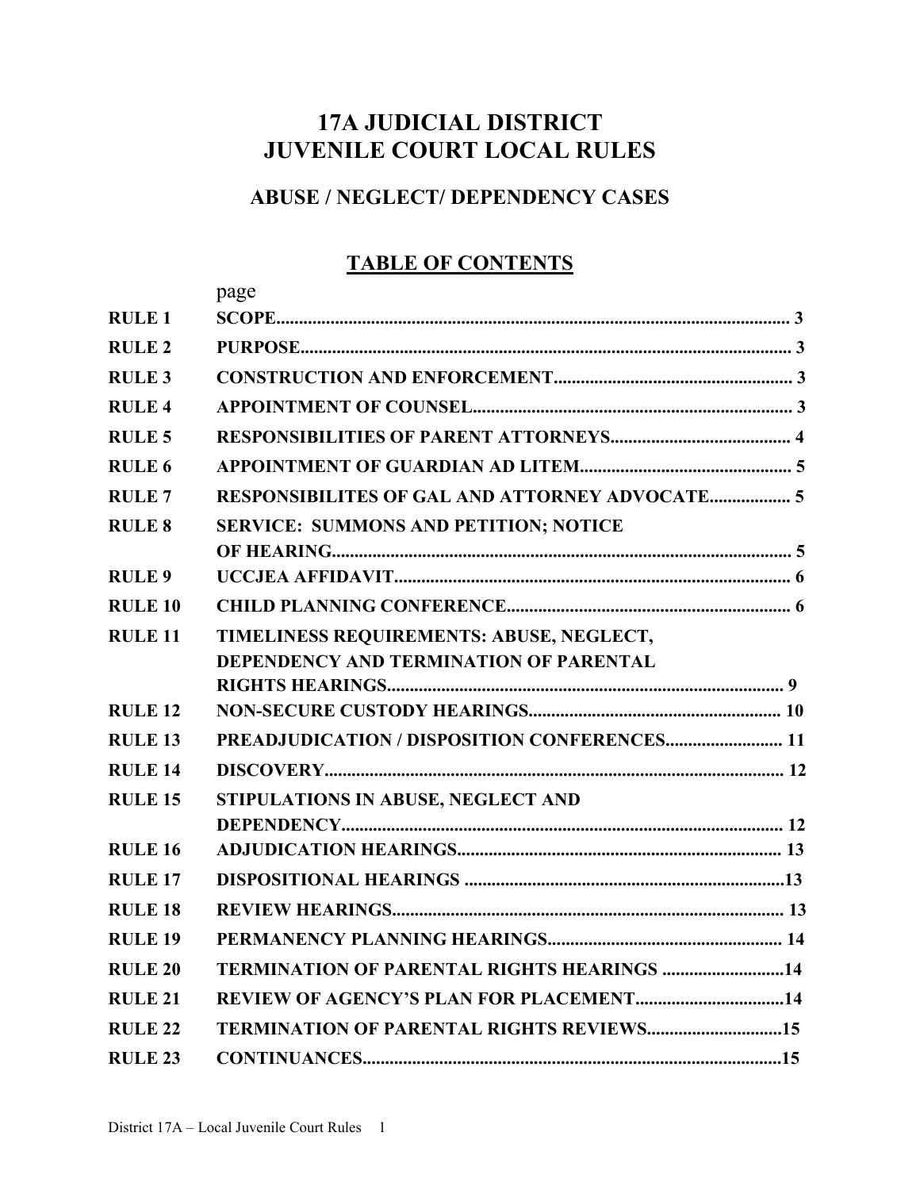# 17A JUDICIAL DISTRICT
# JUVENILE COURT LOCAL RULES

## ABUSE / NEGLECT/ DEPENDENCY CASES

## TABLE OF CONTENTS

| | | page |
|---|---|---|
| **RULE 1** | **SCOPE** | **3** |
| **RULE 2** | **PURPOSE** | **3** |
| **RULE 3** | **CONSTRUCTION AND ENFORCEMENT** | **3** |
| **RULE 4** | **APPOINTMENT OF COUNSEL** | **3** |
| **RULE 5** | **RESPONSIBILITIES OF PARENT ATTORNEYS** | **4** |
| **RULE 6** | **APPOINTMENT OF GUARDIAN AD LITEM** | **5** |
| **RULE 7** | **RESPONSIBILITES OF GAL AND ATTORNEY ADVOCATE** | **5** |
| **RULE 8** | **SERVICE: SUMMONS AND PETITION; NOTICE OF HEARING** | **5** |
| **RULE 9** | **UCCJEA AFFIDAVIT** | **6** |
| **RULE 10** | **CHILD PLANNING CONFERENCE** | **6** |
| **RULE 11** | **TIMELINESS REQUIREMENTS: ABUSE, NEGLECT, DEPENDENCY AND TERMINATION OF PARENTAL RIGHTS HEARINGS** | **9** |
| **RULE 12** | **NON-SECURE CUSTODY HEARINGS** | **10** |
| **RULE 13** | **PREADJUDICATION / DISPOSITION CONFERENCES** | **11** |
| **RULE 14** | **DISCOVERY** | **12** |
| **RULE 15** | **STIPULATIONS IN ABUSE, NEGLECT AND DEPENDENCY** | **12** |
| **RULE 16** | **ADJUDICATION HEARINGS** | **13** |
| **RULE 17** | **DISPOSITIONAL HEARINGS** | **13** |
| **RULE 18** | **REVIEW HEARINGS** | **13** |
| **RULE 19** | **PERMANENCY PLANNING HEARINGS** | **14** |
| **RULE 20** | **TERMINATION OF PARENTAL RIGHTS HEARINGS** | **14** |
| **RULE 21** | **REVIEW OF AGENCY'S PLAN FOR PLACEMENT** | **14** |
| **RULE 22** | **TERMINATION OF PARENTAL RIGHTS REVIEWS** | **15** |
| **RULE 23** | **CONTINUANCES** | **15** |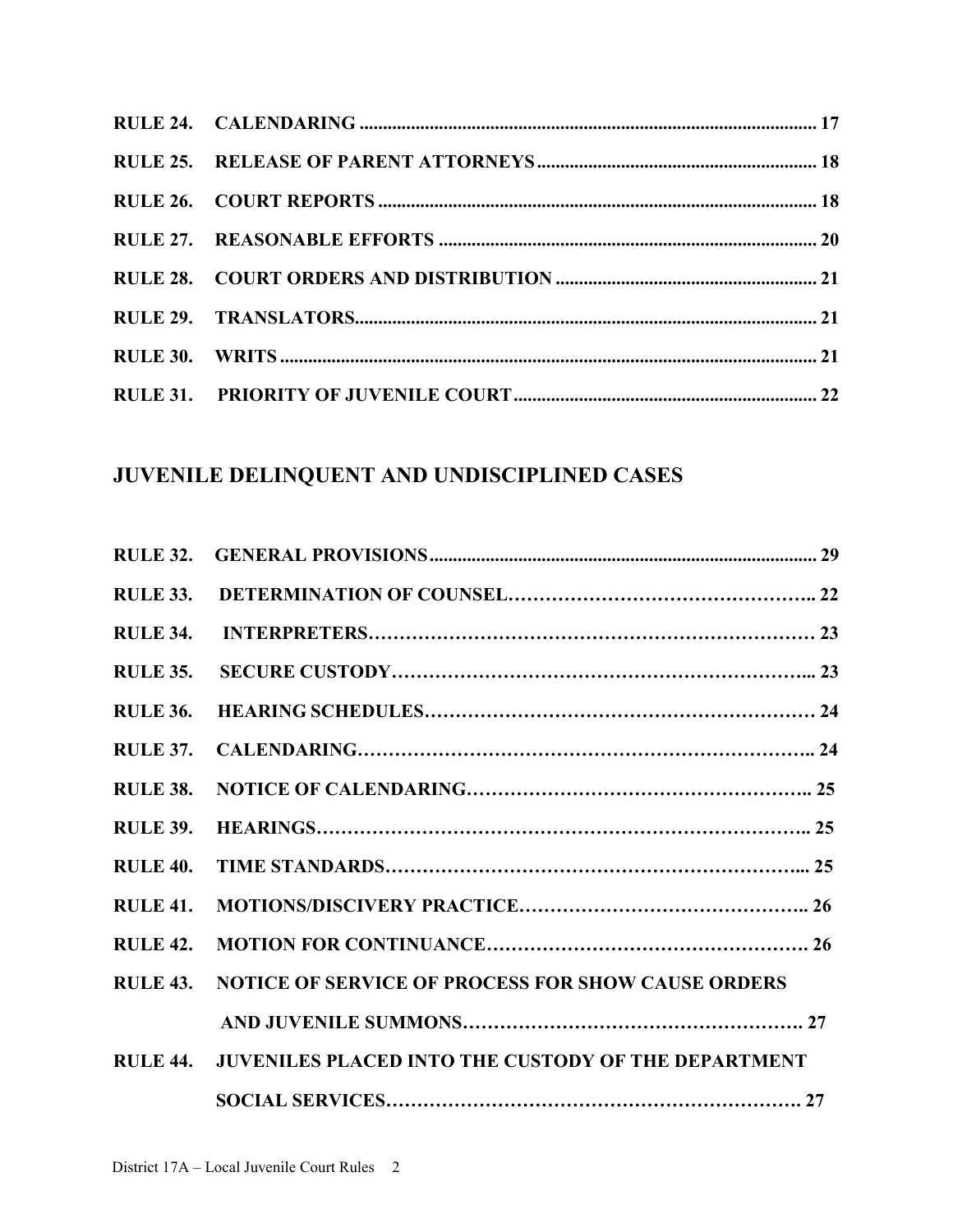RULE 24. CALENDARING ..... 17

RULE 25. RELEASE OF PARENT ATTORNEYS ..... 18

RULE 26. COURT REPORTS ..... 18

RULE 27. REASONABLE EFFORTS ..... 20

RULE 28. COURT ORDERS AND DISTRIBUTION ..... 21

RULE 29. TRANSLATORS ..... 21

RULE 30. WRITS ..... 21

RULE 31. PRIORITY OF JUVENILE COURT ..... 22

## JUVENILE DELINQUENT AND UNDISCIPLINED CASES

RULE 32. GENERAL PROVISIONS ..... 29

RULE 33. DETERMINATION OF COUNSEL ..... 22

RULE 34. INTERPRETERS ..... 23

RULE 35. SECURE CUSTODY ..... 23

RULE 36. HEARING SCHEDULES ..... 24

RULE 37. CALENDARING ..... 24

RULE 38. NOTICE OF CALENDARING ..... 25

RULE 39. HEARINGS ..... 25

RULE 40. TIME STANDARDS ..... 25

RULE 41. MOTIONS/DISCIVERY PRACTICE ..... 26

RULE 42. MOTION FOR CONTINUANCE ..... 26

RULE 43. NOTICE OF SERVICE OF PROCESS FOR SHOW CAUSE ORDERS AND JUVENILE SUMMONS ..... 27

RULE 44. JUVENILES PLACED INTO THE CUSTODY OF THE DEPARTMENT SOCIAL SERVICES ..... 27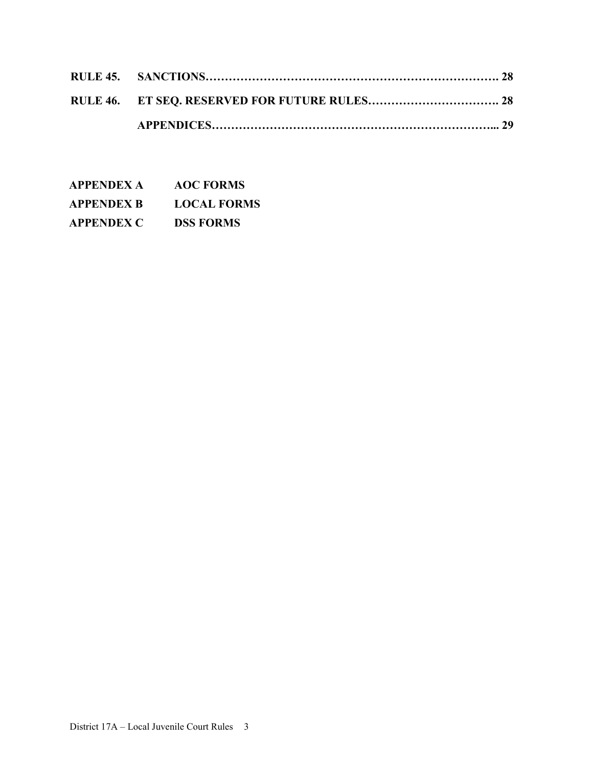**RULE 45. SANCTIONS………………………………………………………………. 28**

**RULE 46. ET SEQ. RESERVED FOR FUTURE RULES……………………………. 28**

**APPENDICES……………………………………………………………... 29**

**APPENDEX A AOC FORMS**

**APPENDEX B LOCAL FORMS**

**APPENDEX C DSS FORMS**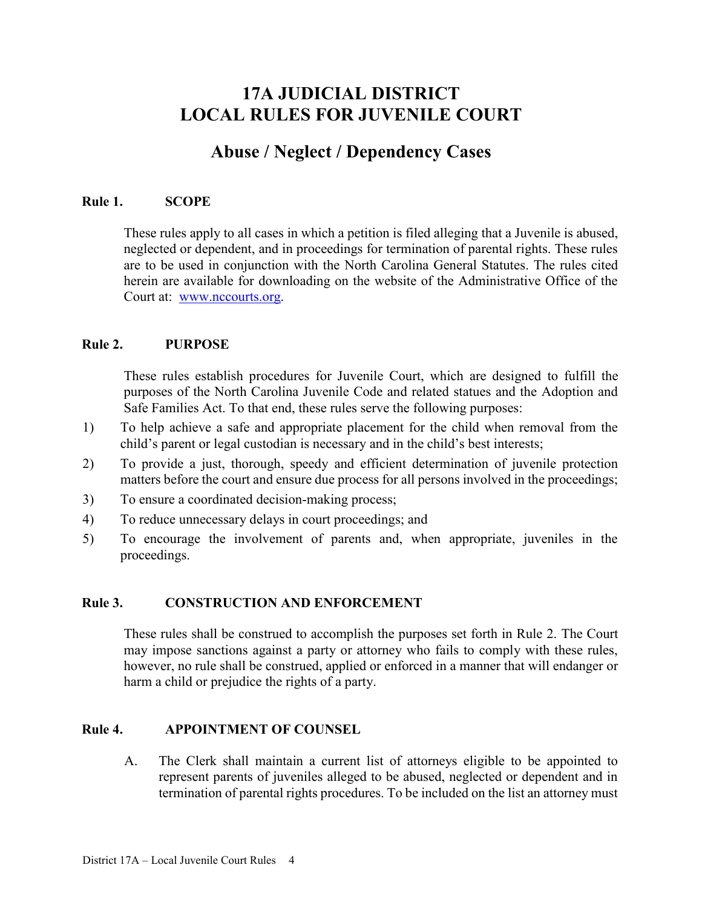# 17A JUDICIAL DISTRICT
# LOCAL RULES FOR JUVENILE COURT

## Abuse / Neglect / Dependency Cases

**Rule 1. SCOPE**

These rules apply to all cases in which a petition is filed alleging that a Juvenile is abused, neglected or dependent, and in proceedings for termination of parental rights. These rules are to be used in conjunction with the North Carolina General Statutes. The rules cited herein are available for downloading on the website of the Administrative Office of the Court at: [www.nccourts.org](http://www.nccourts.org).

**Rule 2. PURPOSE**

These rules establish procedures for Juvenile Court, which are designed to fulfill the purposes of the North Carolina Juvenile Code and related statues and the Adoption and Safe Families Act. To that end, these rules serve the following purposes:

1) To help achieve a safe and appropriate placement for the child when removal from the child's parent or legal custodian is necessary and in the child's best interests;
2) To provide a just, thorough, speedy and efficient determination of juvenile protection matters before the court and ensure due process for all persons involved in the proceedings;
3) To ensure a coordinated decision-making process;
4) To reduce unnecessary delays in court proceedings; and
5) To encourage the involvement of parents and, when appropriate, juveniles in the proceedings.

**Rule 3. CONSTRUCTION AND ENFORCEMENT**

These rules shall be construed to accomplish the purposes set forth in Rule 2. The Court may impose sanctions against a party or attorney who fails to comply with these rules, however, no rule shall be construed, applied or enforced in a manner that will endanger or harm a child or prejudice the rights of a party.

**Rule 4. APPOINTMENT OF COUNSEL**

A. The Clerk shall maintain a current list of attorneys eligible to be appointed to represent parents of juveniles alleged to be abused, neglected or dependent and in termination of parental rights procedures. To be included on the list an attorney must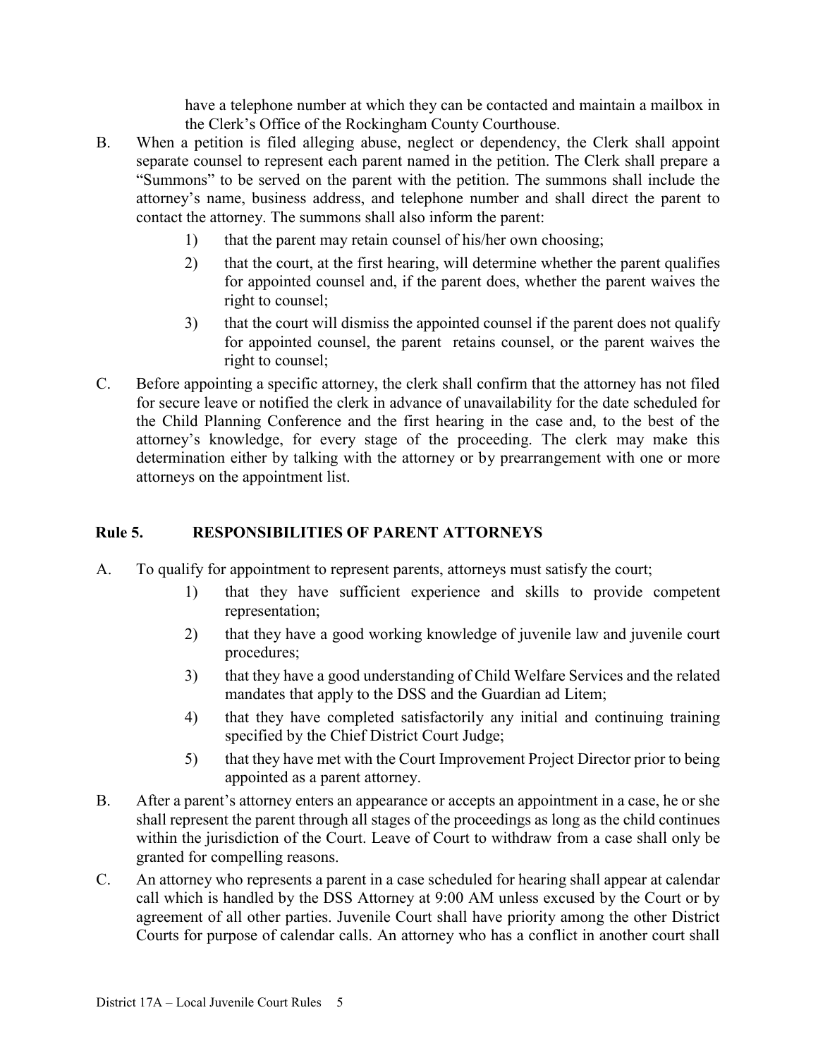have a telephone number at which they can be contacted and maintain a mailbox in the Clerk's Office of the Rockingham County Courthouse.

B. When a petition is filed alleging abuse, neglect or dependency, the Clerk shall appoint separate counsel to represent each parent named in the petition. The Clerk shall prepare a "Summons" to be served on the parent with the petition. The summons shall include the attorney's name, business address, and telephone number and shall direct the parent to contact the attorney. The summons shall also inform the parent:
   1) that the parent may retain counsel of his/her own choosing;
   2) that the court, at the first hearing, will determine whether the parent qualifies for appointed counsel and, if the parent does, whether the parent waives the right to counsel;
   3) that the court will dismiss the appointed counsel if the parent does not qualify for appointed counsel, the parent retains counsel, or the parent waives the right to counsel;

C. Before appointing a specific attorney, the clerk shall confirm that the attorney has not filed for secure leave or notified the clerk in advance of unavailability for the date scheduled for the Child Planning Conference and the first hearing in the case and, to the best of the attorney's knowledge, for every stage of the proceeding. The clerk may make this determination either by talking with the attorney or by prearrangement with one or more attorneys on the appointment list.

## Rule 5. RESPONSIBILITIES OF PARENT ATTORNEYS

A. To qualify for appointment to represent parents, attorneys must satisfy the court;
   1) that they have sufficient experience and skills to provide competent representation;
   2) that they have a good working knowledge of juvenile law and juvenile court procedures;
   3) that they have a good understanding of Child Welfare Services and the related mandates that apply to the DSS and the Guardian ad Litem;
   4) that they have completed satisfactorily any initial and continuing training specified by the Chief District Court Judge;
   5) that they have met with the Court Improvement Project Director prior to being appointed as a parent attorney.

B. After a parent's attorney enters an appearance or accepts an appointment in a case, he or she shall represent the parent through all stages of the proceedings as long as the child continues within the jurisdiction of the Court. Leave of Court to withdraw from a case shall only be granted for compelling reasons.

C. An attorney who represents a parent in a case scheduled for hearing shall appear at calendar call which is handled by the DSS Attorney at 9:00 AM unless excused by the Court or by agreement of all other parties. Juvenile Court shall have priority among the other District Courts for purpose of calendar calls. An attorney who has a conflict in another court shall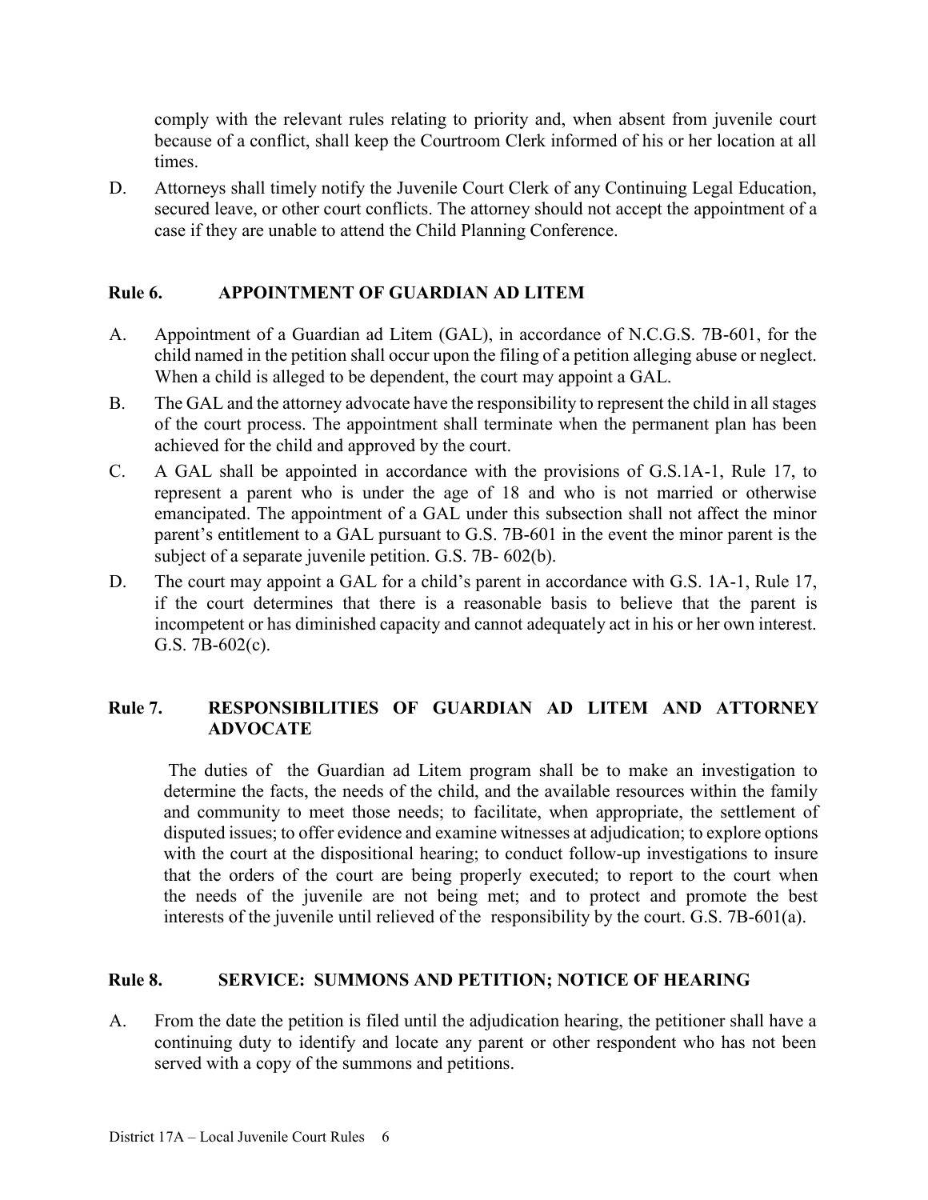comply with the relevant rules relating to priority and, when absent from juvenile court because of a conflict, shall keep the Courtroom Clerk informed of his or her location at all times.

D. Attorneys shall timely notify the Juvenile Court Clerk of any Continuing Legal Education, secured leave, or other court conflicts. The attorney should not accept the appointment of a case if they are unable to attend the Child Planning Conference.

## Rule 6. APPOINTMENT OF GUARDIAN AD LITEM

A. Appointment of a Guardian ad Litem (GAL), in accordance of N.C.G.S. 7B-601, for the child named in the petition shall occur upon the filing of a petition alleging abuse or neglect. When a child is alleged to be dependent, the court may appoint a GAL.

B. The GAL and the attorney advocate have the responsibility to represent the child in all stages of the court process. The appointment shall terminate when the permanent plan has been achieved for the child and approved by the court.

C. A GAL shall be appointed in accordance with the provisions of G.S.1A-1, Rule 17, to represent a parent who is under the age of 18 and who is not married or otherwise emancipated. The appointment of a GAL under this subsection shall not affect the minor parent's entitlement to a GAL pursuant to G.S. 7B-601 in the event the minor parent is the subject of a separate juvenile petition. G.S. 7B- 602(b).

D. The court may appoint a GAL for a child's parent in accordance with G.S. 1A-1, Rule 17, if the court determines that there is a reasonable basis to believe that the parent is incompetent or has diminished capacity and cannot adequately act in his or her own interest. G.S. 7B-602(c).

## Rule 7. RESPONSIBILITIES OF GUARDIAN AD LITEM AND ATTORNEY ADVOCATE

The duties of the Guardian ad Litem program shall be to make an investigation to determine the facts, the needs of the child, and the available resources within the family and community to meet those needs; to facilitate, when appropriate, the settlement of disputed issues; to offer evidence and examine witnesses at adjudication; to explore options with the court at the dispositional hearing; to conduct follow-up investigations to insure that the orders of the court are being properly executed; to report to the court when the needs of the juvenile are not being met; and to protect and promote the best interests of the juvenile until relieved of the responsibility by the court. G.S. 7B-601(a).

## Rule 8. SERVICE: SUMMONS AND PETITION; NOTICE OF HEARING

A. From the date the petition is filed until the adjudication hearing, the petitioner shall have a continuing duty to identify and locate any parent or other respondent who has not been served with a copy of the summons and petitions.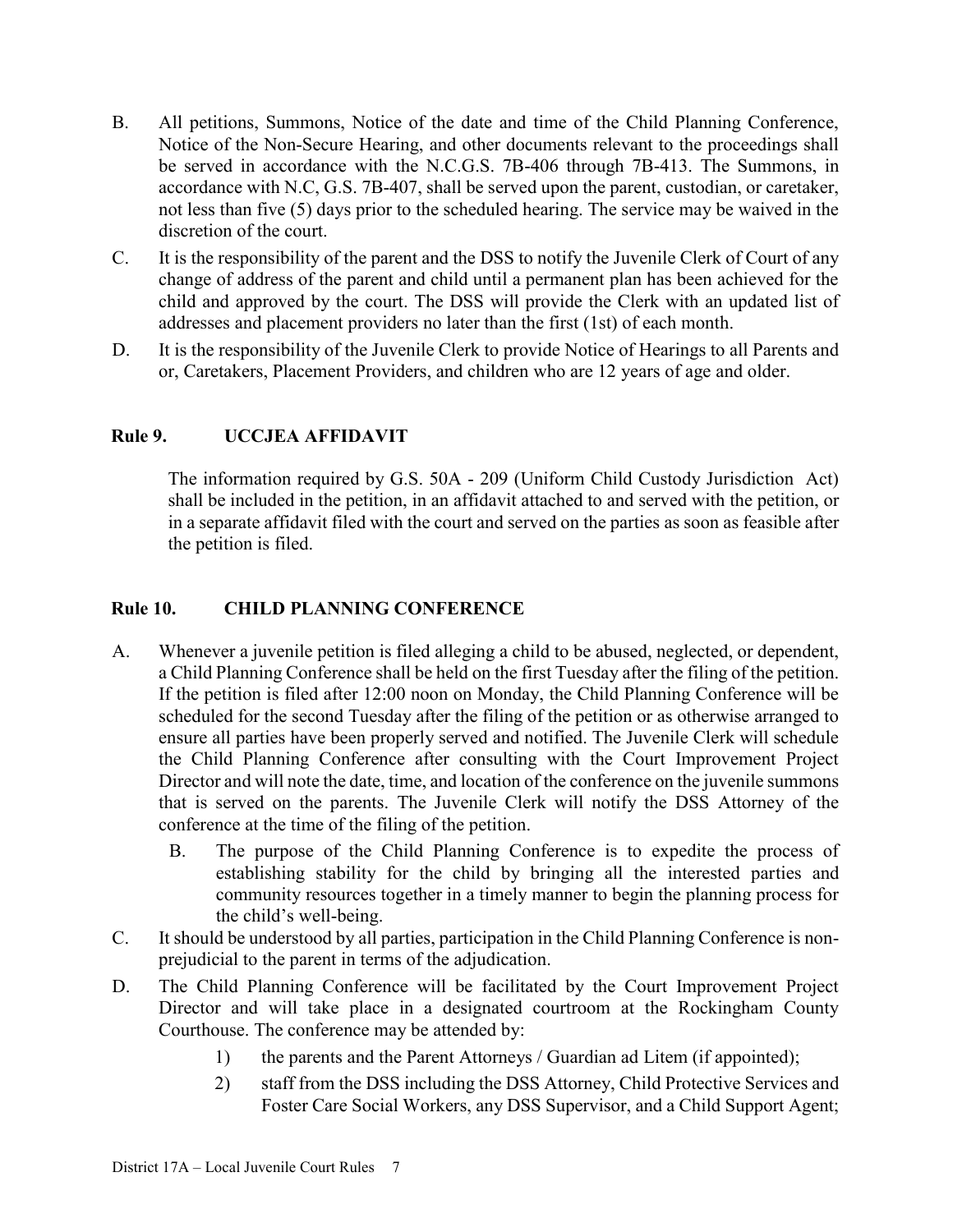B. All petitions, Summons, Notice of the date and time of the Child Planning Conference, Notice of the Non-Secure Hearing, and other documents relevant to the proceedings shall be served in accordance with the N.C.G.S. 7B-406 through 7B-413. The Summons, in accordance with N.C, G.S. 7B-407, shall be served upon the parent, custodian, or caretaker, not less than five (5) days prior to the scheduled hearing. The service may be waived in the discretion of the court.

C. It is the responsibility of the parent and the DSS to notify the Juvenile Clerk of Court of any change of address of the parent and child until a permanent plan has been achieved for the child and approved by the court. The DSS will provide the Clerk with an updated list of addresses and placement providers no later than the first (1st) of each month.

D. It is the responsibility of the Juvenile Clerk to provide Notice of Hearings to all Parents and or, Caretakers, Placement Providers, and children who are 12 years of age and older.

## Rule 9. UCCJEA AFFIDAVIT

The information required by G.S. 50A - 209 (Uniform Child Custody Jurisdiction Act) shall be included in the petition, in an affidavit attached to and served with the petition, or in a separate affidavit filed with the court and served on the parties as soon as feasible after the petition is filed.

## Rule 10. CHILD PLANNING CONFERENCE

A. Whenever a juvenile petition is filed alleging a child to be abused, neglected, or dependent, a Child Planning Conference shall be held on the first Tuesday after the filing of the petition. If the petition is filed after 12:00 noon on Monday, the Child Planning Conference will be scheduled for the second Tuesday after the filing of the petition or as otherwise arranged to ensure all parties have been properly served and notified. The Juvenile Clerk will schedule the Child Planning Conference after consulting with the Court Improvement Project Director and will note the date, time, and location of the conference on the juvenile summons that is served on the parents. The Juvenile Clerk will notify the DSS Attorney of the conference at the time of the filing of the petition.

B. The purpose of the Child Planning Conference is to expedite the process of establishing stability for the child by bringing all the interested parties and community resources together in a timely manner to begin the planning process for the child's well-being.

C. It should be understood by all parties, participation in the Child Planning Conference is non-prejudicial to the parent in terms of the adjudication.

D. The Child Planning Conference will be facilitated by the Court Improvement Project Director and will take place in a designated courtroom at the Rockingham County Courthouse. The conference may be attended by:

1) the parents and the Parent Attorneys / Guardian ad Litem (if appointed);
2) staff from the DSS including the DSS Attorney, Child Protective Services and Foster Care Social Workers, any DSS Supervisor, and a Child Support Agent;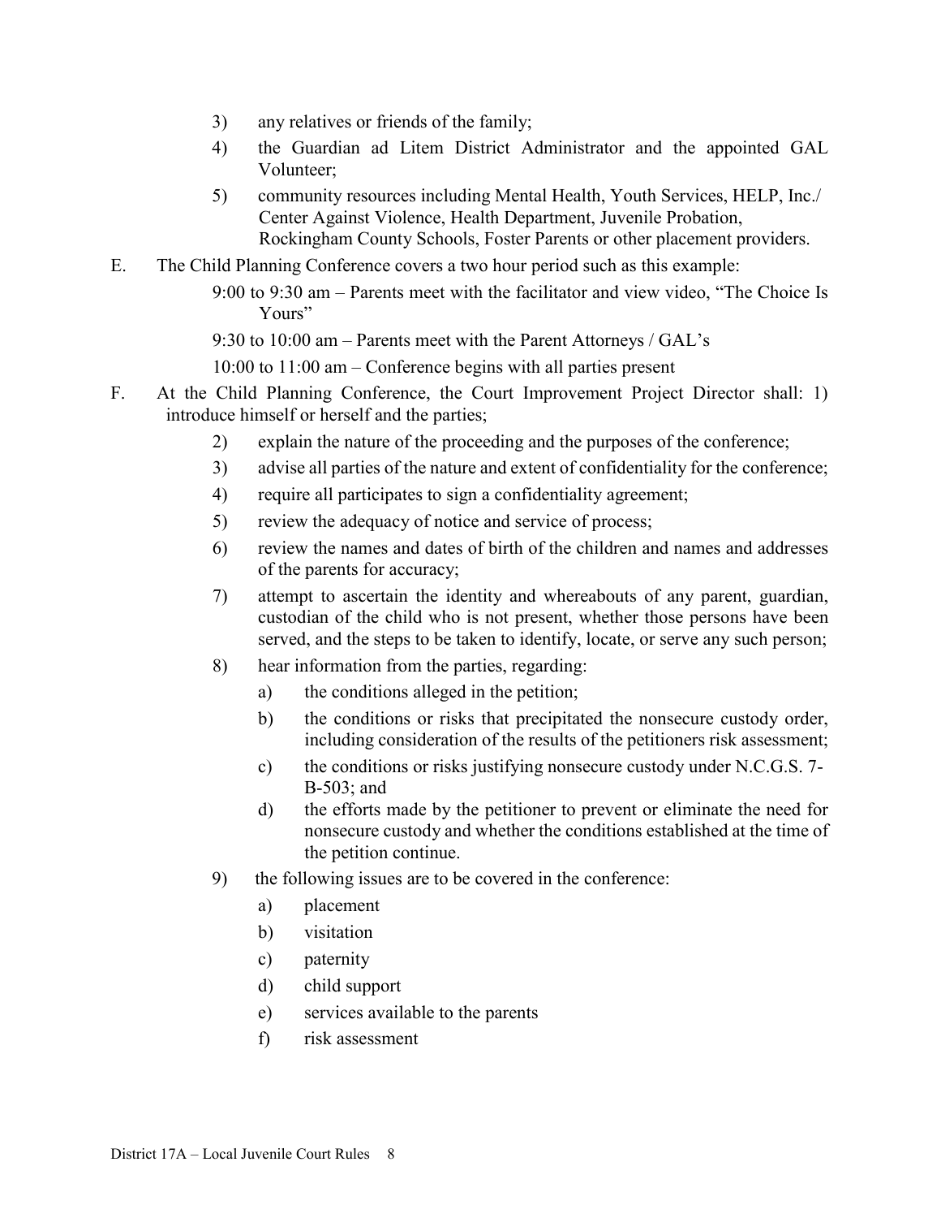3) any relatives or friends of the family;

4) the Guardian ad Litem District Administrator and the appointed GAL Volunteer;

5) community resources including Mental Health, Youth Services, HELP, Inc./ Center Against Violence, Health Department, Juvenile Probation, Rockingham County Schools, Foster Parents or other placement providers.

E. The Child Planning Conference covers a two hour period such as this example:

9:00 to 9:30 am – Parents meet with the facilitator and view video, "The Choice Is Yours"

9:30 to 10:00 am – Parents meet with the Parent Attorneys / GAL's

10:00 to 11:00 am – Conference begins with all parties present

F. At the Child Planning Conference, the Court Improvement Project Director shall: 1) introduce himself or herself and the parties;

2) explain the nature of the proceeding and the purposes of the conference;

3) advise all parties of the nature and extent of confidentiality for the conference;

4) require all participates to sign a confidentiality agreement;

5) review the adequacy of notice and service of process;

6) review the names and dates of birth of the children and names and addresses of the parents for accuracy;

7) attempt to ascertain the identity and whereabouts of any parent, guardian, custodian of the child who is not present, whether those persons have been served, and the steps to be taken to identify, locate, or serve any such person;

8) hear information from the parties, regarding:

   a) the conditions alleged in the petition;

   b) the conditions or risks that precipitated the nonsecure custody order, including consideration of the results of the petitioners risk assessment;

   c) the conditions or risks justifying nonsecure custody under N.C.G.S. 7-B-503; and

   d) the efforts made by the petitioner to prevent or eliminate the need for nonsecure custody and whether the conditions established at the time of the petition continue.

9) the following issues are to be covered in the conference:

   a) placement

   b) visitation

   c) paternity

   d) child support

   e) services available to the parents

   f) risk assessment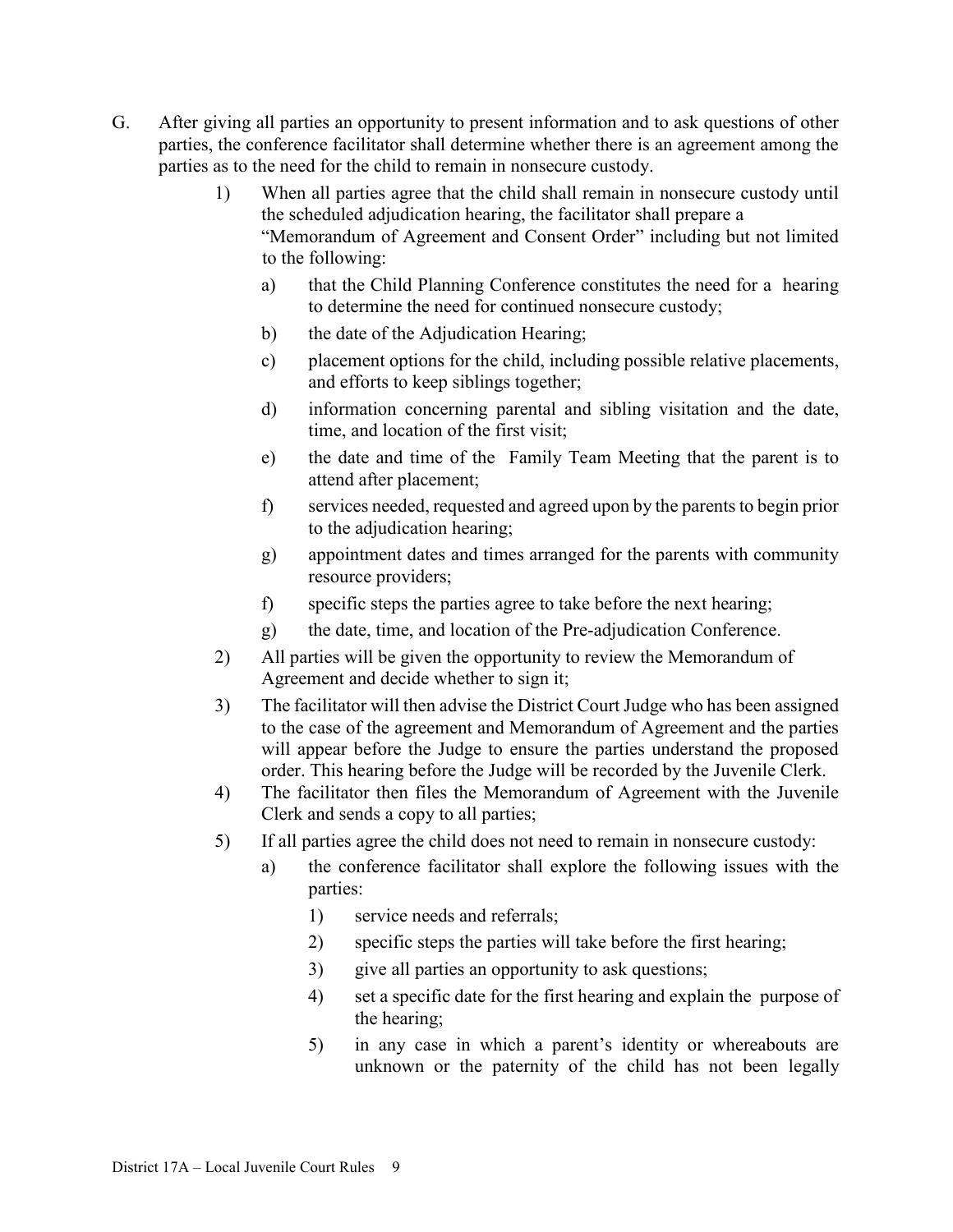G. After giving all parties an opportunity to present information and to ask questions of other parties, the conference facilitator shall determine whether there is an agreement among the parties as to the need for the child to remain in nonsecure custody.

1) When all parties agree that the child shall remain in nonsecure custody until the scheduled adjudication hearing, the facilitator shall prepare a "Memorandum of Agreement and Consent Order" including but not limited to the following:

   a) that the Child Planning Conference constitutes the need for a hearing to determine the need for continued nonsecure custody;

   b) the date of the Adjudication Hearing;

   c) placement options for the child, including possible relative placements, and efforts to keep siblings together;

   d) information concerning parental and sibling visitation and the date, time, and location of the first visit;

   e) the date and time of the Family Team Meeting that the parent is to attend after placement;

   f) services needed, requested and agreed upon by the parents to begin prior to the adjudication hearing;

   g) appointment dates and times arranged for the parents with community resource providers;

   f) specific steps the parties agree to take before the next hearing;

   g) the date, time, and location of the Pre-adjudication Conference.

2) All parties will be given the opportunity to review the Memorandum of Agreement and decide whether to sign it;

3) The facilitator will then advise the District Court Judge who has been assigned to the case of the agreement and Memorandum of Agreement and the parties will appear before the Judge to ensure the parties understand the proposed order. This hearing before the Judge will be recorded by the Juvenile Clerk.

4) The facilitator then files the Memorandum of Agreement with the Juvenile Clerk and sends a copy to all parties;

5) If all parties agree the child does not need to remain in nonsecure custody:

   a) the conference facilitator shall explore the following issues with the parties:

      1) service needs and referrals;

      2) specific steps the parties will take before the first hearing;

      3) give all parties an opportunity to ask questions;

      4) set a specific date for the first hearing and explain the purpose of the hearing;

      5) in any case in which a parent's identity or whereabouts are unknown or the paternity of the child has not been legally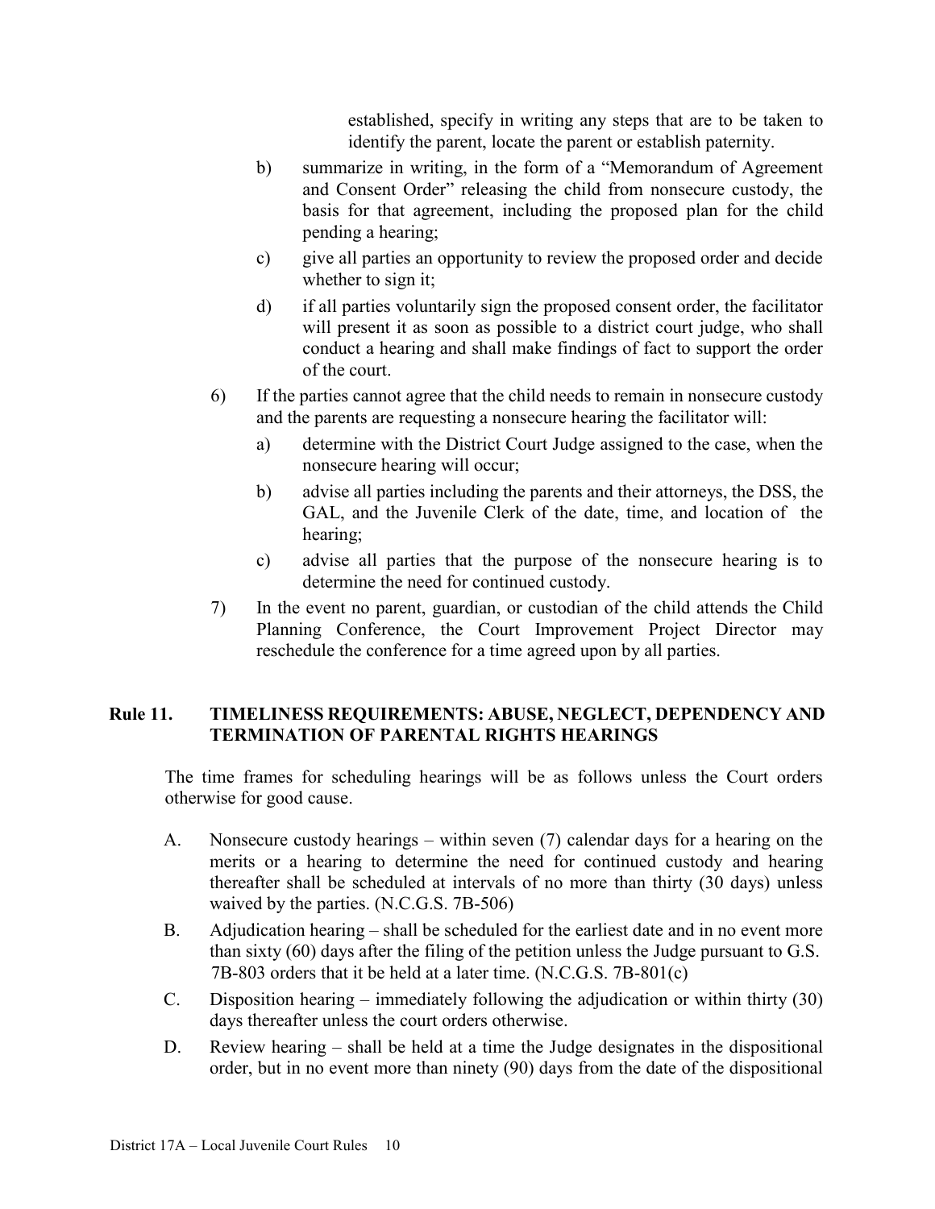established, specify in writing any steps that are to be taken to identify the parent, locate the parent or establish paternity.

b) summarize in writing, in the form of a "Memorandum of Agreement and Consent Order" releasing the child from nonsecure custody, the basis for that agreement, including the proposed plan for the child pending a hearing;

c) give all parties an opportunity to review the proposed order and decide whether to sign it;

d) if all parties voluntarily sign the proposed consent order, the facilitator will present it as soon as possible to a district court judge, who shall conduct a hearing and shall make findings of fact to support the order of the court.

6) If the parties cannot agree that the child needs to remain in nonsecure custody and the parents are requesting a nonsecure hearing the facilitator will:

   a) determine with the District Court Judge assigned to the case, when the nonsecure hearing will occur;

   b) advise all parties including the parents and their attorneys, the DSS, the GAL, and the Juvenile Clerk of the date, time, and location of the hearing;

   c) advise all parties that the purpose of the nonsecure hearing is to determine the need for continued custody.

7) In the event no parent, guardian, or custodian of the child attends the Child Planning Conference, the Court Improvement Project Director may reschedule the conference for a time agreed upon by all parties.

## Rule 11. TIMELINESS REQUIREMENTS: ABUSE, NEGLECT, DEPENDENCY AND TERMINATION OF PARENTAL RIGHTS HEARINGS

The time frames for scheduling hearings will be as follows unless the Court orders otherwise for good cause.

A. Nonsecure custody hearings – within seven (7) calendar days for a hearing on the merits or a hearing to determine the need for continued custody and hearing thereafter shall be scheduled at intervals of no more than thirty (30 days) unless waived by the parties. (N.C.G.S. 7B-506)

B. Adjudication hearing – shall be scheduled for the earliest date and in no event more than sixty (60) days after the filing of the petition unless the Judge pursuant to G.S. 7B-803 orders that it be held at a later time. (N.C.G.S. 7B-801(c)

C. Disposition hearing – immediately following the adjudication or within thirty (30) days thereafter unless the court orders otherwise.

D. Review hearing – shall be held at a time the Judge designates in the dispositional order, but in no event more than ninety (90) days from the date of the dispositional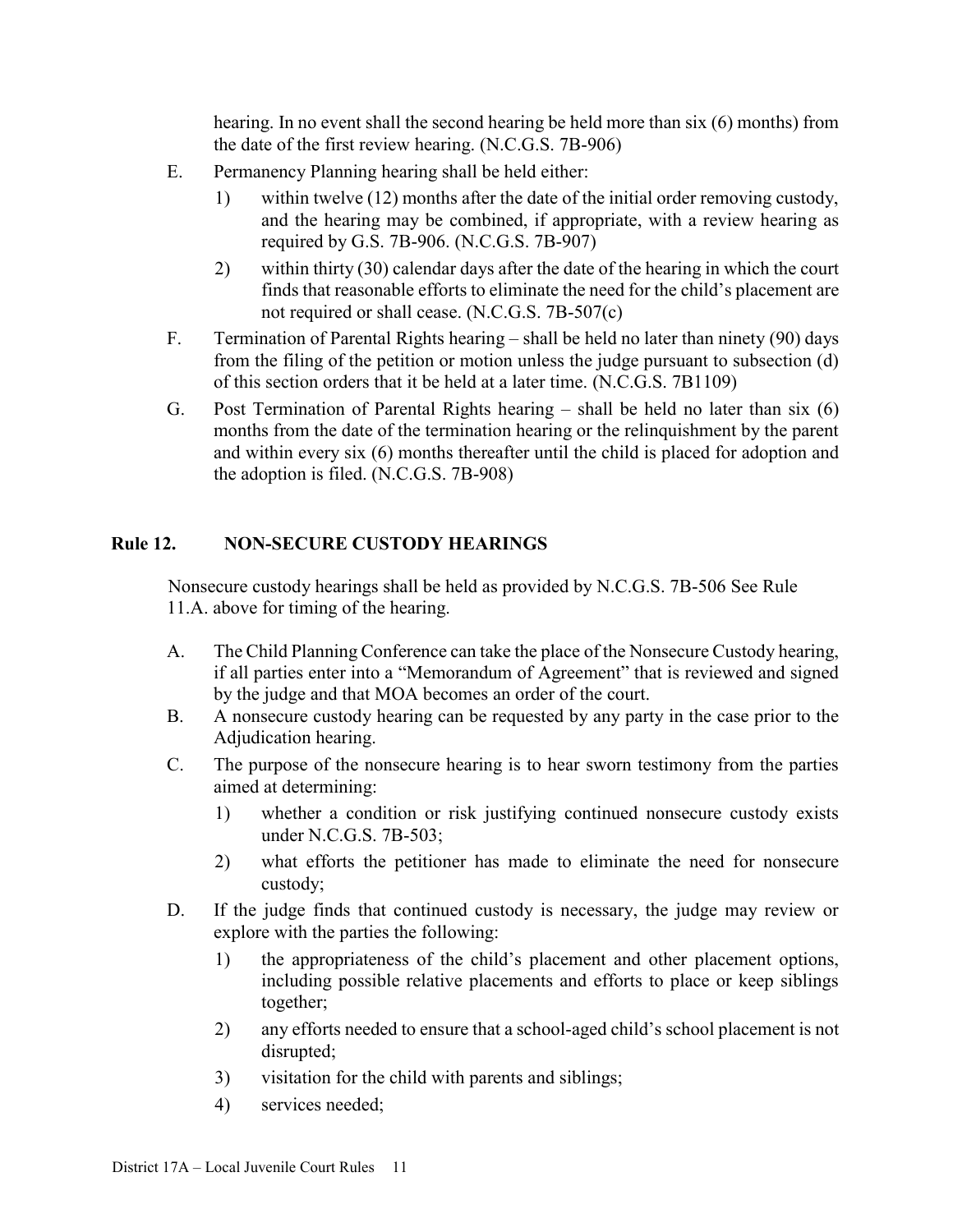hearing. In no event shall the second hearing be held more than six (6) months) from the date of the first review hearing. (N.C.G.S. 7B-906)

E. Permanency Planning hearing shall be held either:
   1) within twelve (12) months after the date of the initial order removing custody, and the hearing may be combined, if appropriate, with a review hearing as required by G.S. 7B-906. (N.C.G.S. 7B-907)
   2) within thirty (30) calendar days after the date of the hearing in which the court finds that reasonable efforts to eliminate the need for the child's placement are not required or shall cease. (N.C.G.S. 7B-507(c)

F. Termination of Parental Rights hearing – shall be held no later than ninety (90) days from the filing of the petition or motion unless the judge pursuant to subsection (d) of this section orders that it be held at a later time. (N.C.G.S. 7B1109)

G. Post Termination of Parental Rights hearing – shall be held no later than six (6) months from the date of the termination hearing or the relinquishment by the parent and within every six (6) months thereafter until the child is placed for adoption and the adoption is filed. (N.C.G.S. 7B-908)

## Rule 12. NON-SECURE CUSTODY HEARINGS

Nonsecure custody hearings shall be held as provided by N.C.G.S. 7B-506 See Rule 11.A. above for timing of the hearing.

A. The Child Planning Conference can take the place of the Nonsecure Custody hearing, if all parties enter into a "Memorandum of Agreement" that is reviewed and signed by the judge and that MOA becomes an order of the court.

B. A nonsecure custody hearing can be requested by any party in the case prior to the Adjudication hearing.

C. The purpose of the nonsecure hearing is to hear sworn testimony from the parties aimed at determining:
   1) whether a condition or risk justifying continued nonsecure custody exists under N.C.G.S. 7B-503;
   2) what efforts the petitioner has made to eliminate the need for nonsecure custody;

D. If the judge finds that continued custody is necessary, the judge may review or explore with the parties the following:
   1) the appropriateness of the child's placement and other placement options, including possible relative placements and efforts to place or keep siblings together;
   2) any efforts needed to ensure that a school-aged child's school placement is not disrupted;
   3) visitation for the child with parents and siblings;
   4) services needed;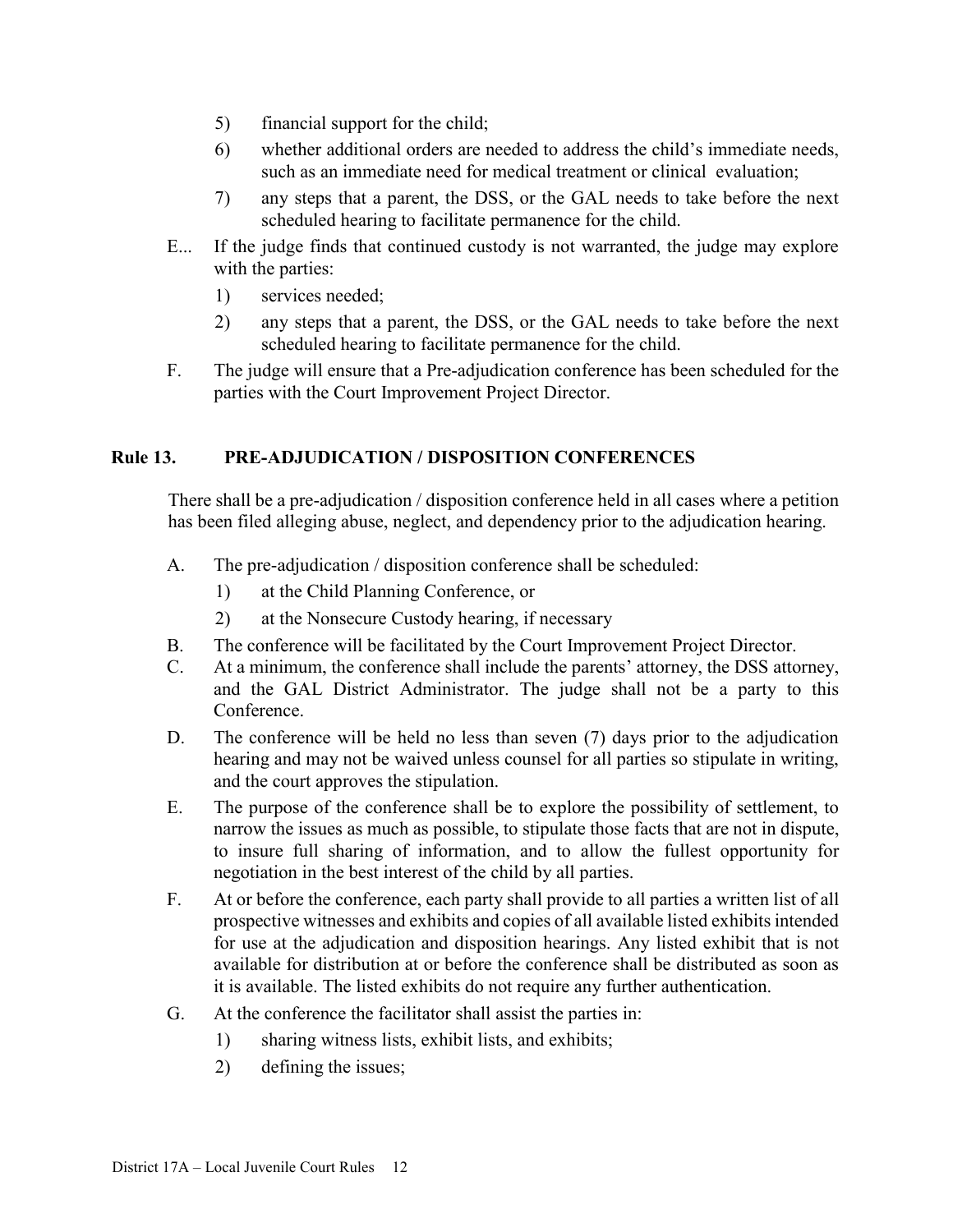5) financial support for the child;

6) whether additional orders are needed to address the child's immediate needs, such as an immediate need for medical treatment or clinical evaluation;

7) any steps that a parent, the DSS, or the GAL needs to take before the next scheduled hearing to facilitate permanence for the child.

E... If the judge finds that continued custody is not warranted, the judge may explore with the parties:

1) services needed;

2) any steps that a parent, the DSS, or the GAL needs to take before the next scheduled hearing to facilitate permanence for the child.

F. The judge will ensure that a Pre-adjudication conference has been scheduled for the parties with the Court Improvement Project Director.

## Rule 13. PRE-ADJUDICATION / DISPOSITION CONFERENCES

There shall be a pre-adjudication / disposition conference held in all cases where a petition has been filed alleging abuse, neglect, and dependency prior to the adjudication hearing.

A. The pre-adjudication / disposition conference shall be scheduled:

1) at the Child Planning Conference, or

2) at the Nonsecure Custody hearing, if necessary

B. The conference will be facilitated by the Court Improvement Project Director.

C. At a minimum, the conference shall include the parents' attorney, the DSS attorney, and the GAL District Administrator. The judge shall not be a party to this Conference.

D. The conference will be held no less than seven (7) days prior to the adjudication hearing and may not be waived unless counsel for all parties so stipulate in writing, and the court approves the stipulation.

E. The purpose of the conference shall be to explore the possibility of settlement, to narrow the issues as much as possible, to stipulate those facts that are not in dispute, to insure full sharing of information, and to allow the fullest opportunity for negotiation in the best interest of the child by all parties.

F. At or before the conference, each party shall provide to all parties a written list of all prospective witnesses and exhibits and copies of all available listed exhibits intended for use at the adjudication and disposition hearings. Any listed exhibit that is not available for distribution at or before the conference shall be distributed as soon as it is available. The listed exhibits do not require any further authentication.

G. At the conference the facilitator shall assist the parties in:

1) sharing witness lists, exhibit lists, and exhibits;

2) defining the issues;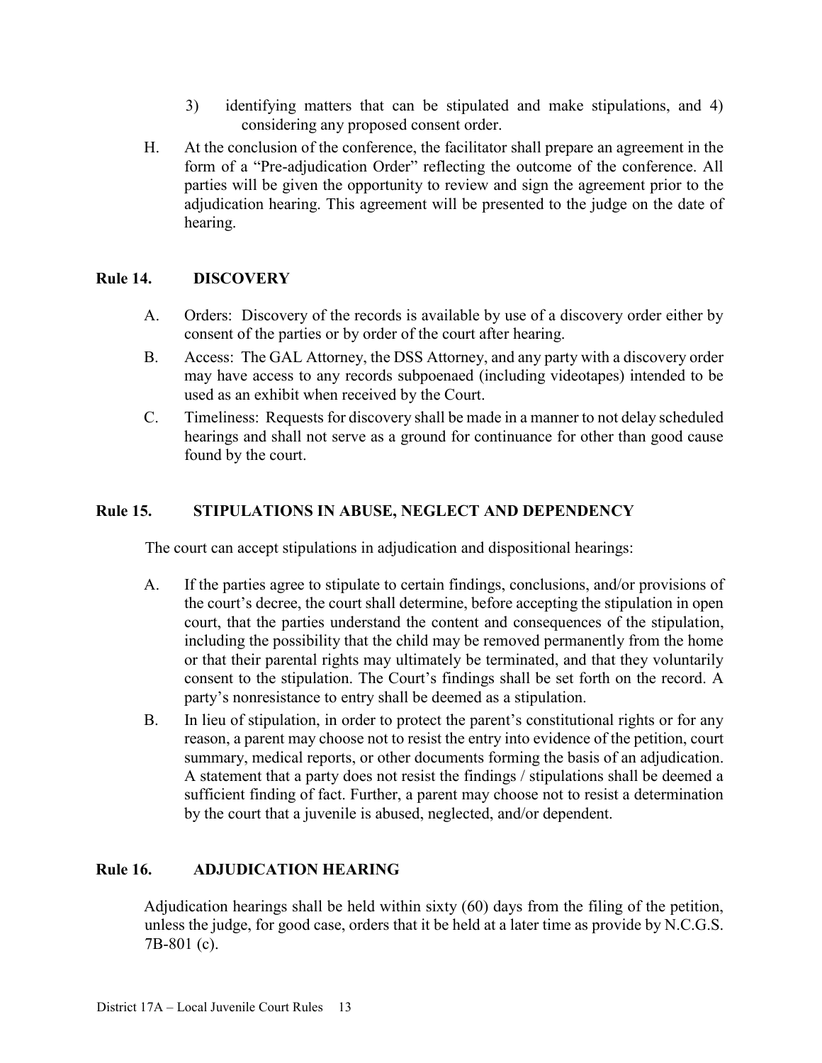3) identifying matters that can be stipulated and make stipulations, and 4) considering any proposed consent order.

H. At the conclusion of the conference, the facilitator shall prepare an agreement in the form of a "Pre-adjudication Order" reflecting the outcome of the conference. All parties will be given the opportunity to review and sign the agreement prior to the adjudication hearing. This agreement will be presented to the judge on the date of hearing.

## Rule 14. DISCOVERY

A. Orders: Discovery of the records is available by use of a discovery order either by consent of the parties or by order of the court after hearing.

B. Access: The GAL Attorney, the DSS Attorney, and any party with a discovery order may have access to any records subpoenaed (including videotapes) intended to be used as an exhibit when received by the Court.

C. Timeliness: Requests for discovery shall be made in a manner to not delay scheduled hearings and shall not serve as a ground for continuance for other than good cause found by the court.

## Rule 15. STIPULATIONS IN ABUSE, NEGLECT AND DEPENDENCY

The court can accept stipulations in adjudication and dispositional hearings:

A. If the parties agree to stipulate to certain findings, conclusions, and/or provisions of the court's decree, the court shall determine, before accepting the stipulation in open court, that the parties understand the content and consequences of the stipulation, including the possibility that the child may be removed permanently from the home or that their parental rights may ultimately be terminated, and that they voluntarily consent to the stipulation. The Court's findings shall be set forth on the record. A party's nonresistance to entry shall be deemed as a stipulation.

B. In lieu of stipulation, in order to protect the parent's constitutional rights or for any reason, a parent may choose not to resist the entry into evidence of the petition, court summary, medical reports, or other documents forming the basis of an adjudication. A statement that a party does not resist the findings / stipulations shall be deemed a sufficient finding of fact. Further, a parent may choose not to resist a determination by the court that a juvenile is abused, neglected, and/or dependent.

## Rule 16. ADJUDICATION HEARING

Adjudication hearings shall be held within sixty (60) days from the filing of the petition, unless the judge, for good case, orders that it be held at a later time as provide by N.C.G.S. 7B-801 (c).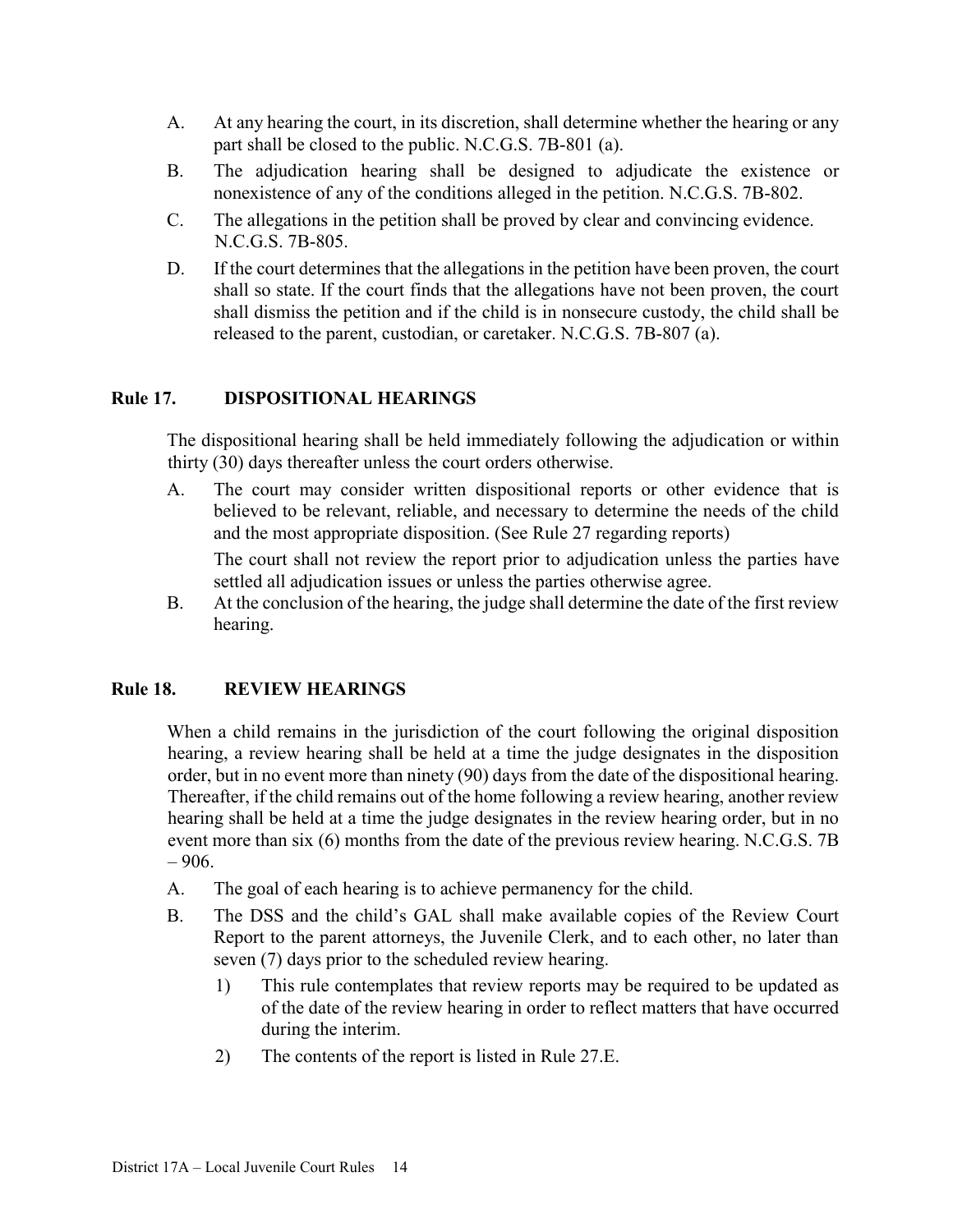A. At any hearing the court, in its discretion, shall determine whether the hearing or any part shall be closed to the public. N.C.G.S. 7B-801 (a).

B. The adjudication hearing shall be designed to adjudicate the existence or nonexistence of any of the conditions alleged in the petition. N.C.G.S. 7B-802.

C. The allegations in the petition shall be proved by clear and convincing evidence. N.C.G.S. 7B-805.

D. If the court determines that the allegations in the petition have been proven, the court shall so state. If the court finds that the allegations have not been proven, the court shall dismiss the petition and if the child is in nonsecure custody, the child shall be released to the parent, custodian, or caretaker. N.C.G.S. 7B-807 (a).

## Rule 17. DISPOSITIONAL HEARINGS

The dispositional hearing shall be held immediately following the adjudication or within thirty (30) days thereafter unless the court orders otherwise.

A. The court may consider written dispositional reports or other evidence that is believed to be relevant, reliable, and necessary to determine the needs of the child and the most appropriate disposition. (See Rule 27 regarding reports)

   The court shall not review the report prior to adjudication unless the parties have settled all adjudication issues or unless the parties otherwise agree.

B. At the conclusion of the hearing, the judge shall determine the date of the first review hearing.

## Rule 18. REVIEW HEARINGS

When a child remains in the jurisdiction of the court following the original disposition hearing, a review hearing shall be held at a time the judge designates in the disposition order, but in no event more than ninety (90) days from the date of the dispositional hearing. Thereafter, if the child remains out of the home following a review hearing, another review hearing shall be held at a time the judge designates in the review hearing order, but in no event more than six (6) months from the date of the previous review hearing. N.C.G.S. 7B – 906.

A. The goal of each hearing is to achieve permanency for the child.

B. The DSS and the child's GAL shall make available copies of the Review Court Report to the parent attorneys, the Juvenile Clerk, and to each other, no later than seven (7) days prior to the scheduled review hearing.

   1) This rule contemplates that review reports may be required to be updated as of the date of the review hearing in order to reflect matters that have occurred during the interim.

   2) The contents of the report is listed in Rule 27.E.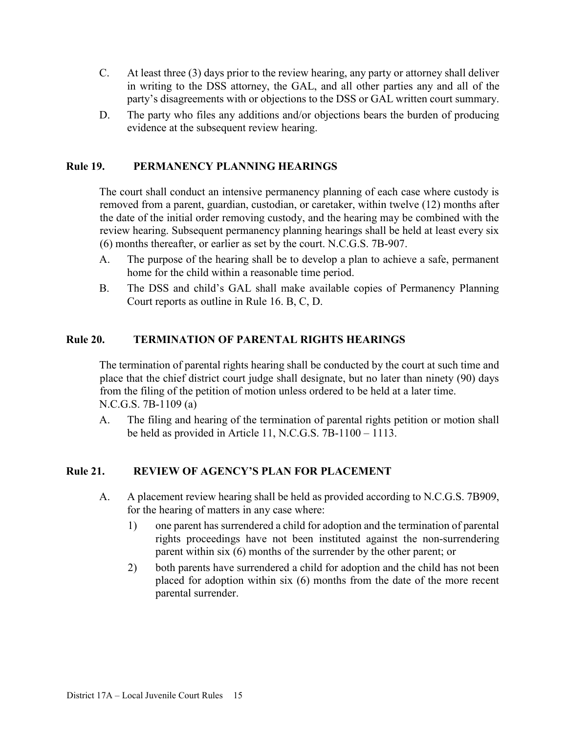C. At least three (3) days prior to the review hearing, any party or attorney shall deliver in writing to the DSS attorney, the GAL, and all other parties any and all of the party's disagreements with or objections to the DSS or GAL written court summary.

D. The party who files any additions and/or objections bears the burden of producing evidence at the subsequent review hearing.

## Rule 19. PERMANENCY PLANNING HEARINGS

The court shall conduct an intensive permanency planning of each case where custody is removed from a parent, guardian, custodian, or caretaker, within twelve (12) months after the date of the initial order removing custody, and the hearing may be combined with the review hearing. Subsequent permanency planning hearings shall be held at least every six (6) months thereafter, or earlier as set by the court. N.C.G.S. 7B-907.

A. The purpose of the hearing shall be to develop a plan to achieve a safe, permanent home for the child within a reasonable time period.

B. The DSS and child's GAL shall make available copies of Permanency Planning Court reports as outline in Rule 16. B, C, D.

## Rule 20. TERMINATION OF PARENTAL RIGHTS HEARINGS

The termination of parental rights hearing shall be conducted by the court at such time and place that the chief district court judge shall designate, but no later than ninety (90) days from the filing of the petition of motion unless ordered to be held at a later time. N.C.G.S. 7B-1109 (a)

A. The filing and hearing of the termination of parental rights petition or motion shall be held as provided in Article 11, N.C.G.S. 7B-1100 – 1113.

## Rule 21. REVIEW OF AGENCY'S PLAN FOR PLACEMENT

A. A placement review hearing shall be held as provided according to N.C.G.S. 7B909, for the hearing of matters in any case where:

   1) one parent has surrendered a child for adoption and the termination of parental rights proceedings have not been instituted against the non-surrendering parent within six (6) months of the surrender by the other parent; or

   2) both parents have surrendered a child for adoption and the child has not been placed for adoption within six (6) months from the date of the more recent parental surrender.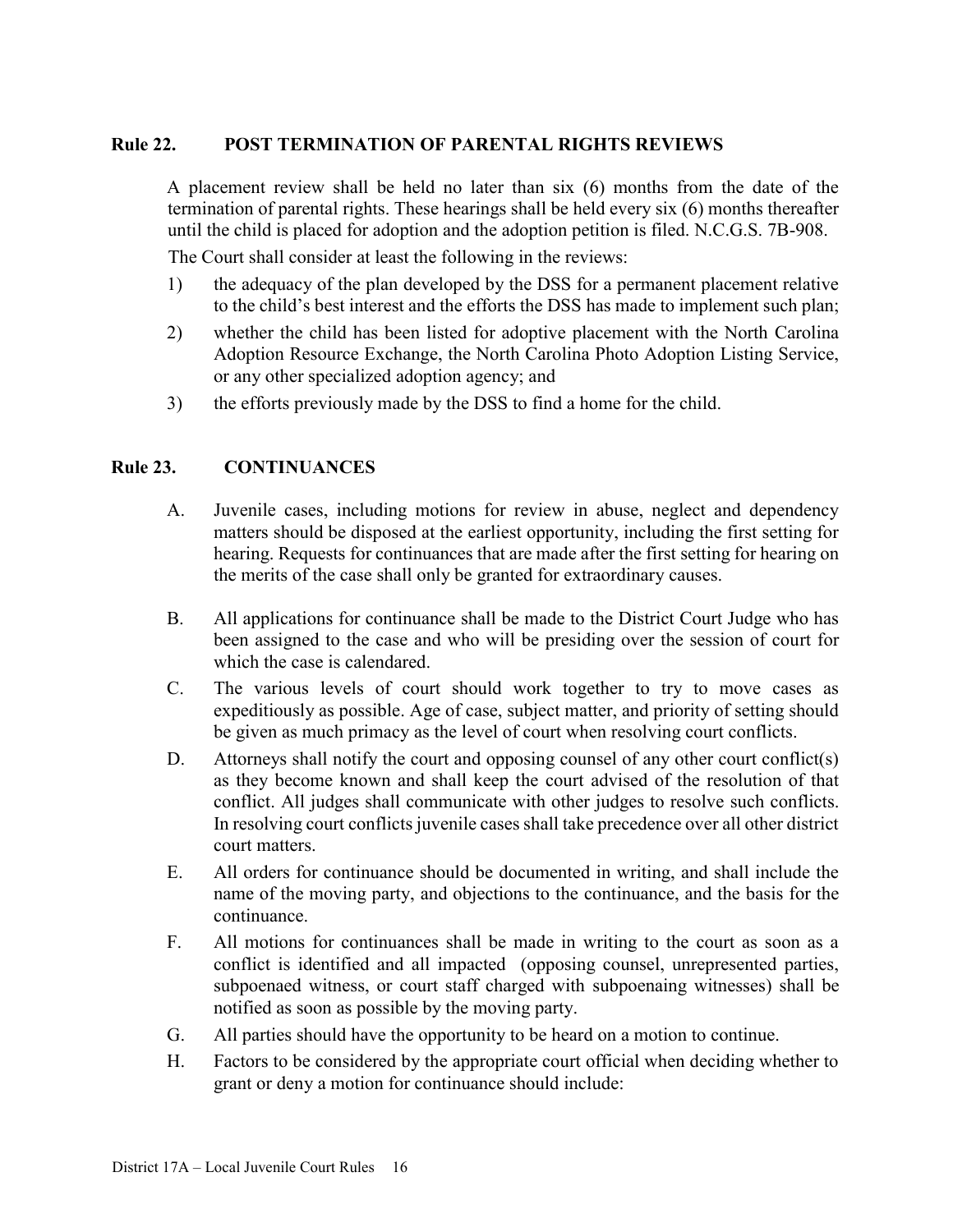## Rule 22. POST TERMINATION OF PARENTAL RIGHTS REVIEWS

A placement review shall be held no later than six (6) months from the date of the termination of parental rights. These hearings shall be held every six (6) months thereafter until the child is placed for adoption and the adoption petition is filed. N.C.G.S. 7B-908.

The Court shall consider at least the following in the reviews:

1) the adequacy of the plan developed by the DSS for a permanent placement relative to the child's best interest and the efforts the DSS has made to implement such plan;
2) whether the child has been listed for adoptive placement with the North Carolina Adoption Resource Exchange, the North Carolina Photo Adoption Listing Service, or any other specialized adoption agency; and
3) the efforts previously made by the DSS to find a home for the child.

## Rule 23. CONTINUANCES

A. Juvenile cases, including motions for review in abuse, neglect and dependency matters should be disposed at the earliest opportunity, including the first setting for hearing. Requests for continuances that are made after the first setting for hearing on the merits of the case shall only be granted for extraordinary causes.

B. All applications for continuance shall be made to the District Court Judge who has been assigned to the case and who will be presiding over the session of court for which the case is calendared.

C. The various levels of court should work together to try to move cases as expeditiously as possible. Age of case, subject matter, and priority of setting should be given as much primacy as the level of court when resolving court conflicts.

D. Attorneys shall notify the court and opposing counsel of any other court conflict(s) as they become known and shall keep the court advised of the resolution of that conflict. All judges shall communicate with other judges to resolve such conflicts. In resolving court conflicts juvenile cases shall take precedence over all other district court matters.

E. All orders for continuance should be documented in writing, and shall include the name of the moving party, and objections to the continuance, and the basis for the continuance.

F. All motions for continuances shall be made in writing to the court as soon as a conflict is identified and all impacted (opposing counsel, unrepresented parties, subpoenaed witness, or court staff charged with subpoenaing witnesses) shall be notified as soon as possible by the moving party.

G. All parties should have the opportunity to be heard on a motion to continue.

H. Factors to be considered by the appropriate court official when deciding whether to grant or deny a motion for continuance should include: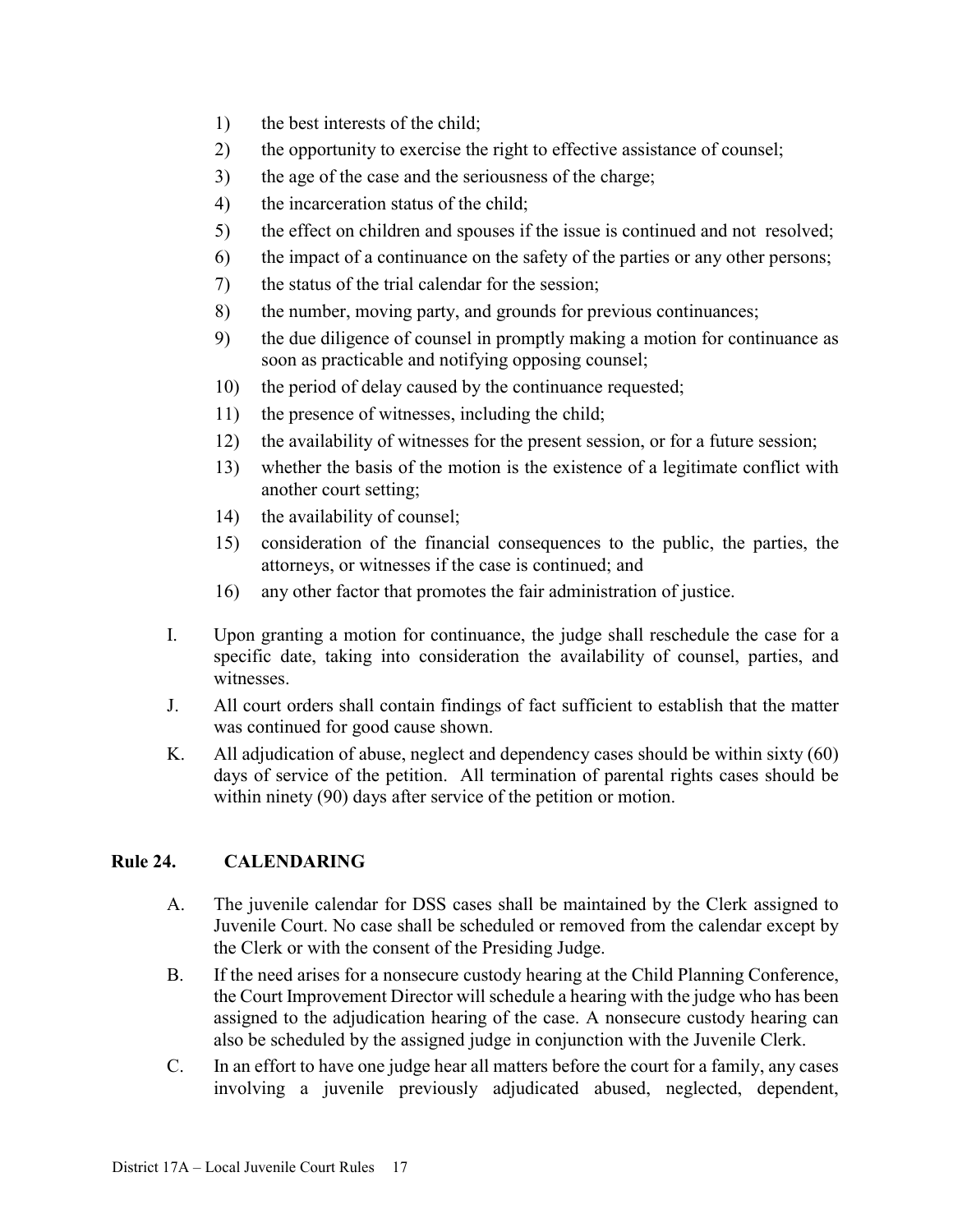1) the best interests of the child;
2) the opportunity to exercise the right to effective assistance of counsel;
3) the age of the case and the seriousness of the charge;
4) the incarceration status of the child;
5) the effect on children and spouses if the issue is continued and not resolved;
6) the impact of a continuance on the safety of the parties or any other persons;
7) the status of the trial calendar for the session;
8) the number, moving party, and grounds for previous continuances;
9) the due diligence of counsel in promptly making a motion for continuance as soon as practicable and notifying opposing counsel;
10) the period of delay caused by the continuance requested;
11) the presence of witnesses, including the child;
12) the availability of witnesses for the present session, or for a future session;
13) whether the basis of the motion is the existence of a legitimate conflict with another court setting;
14) the availability of counsel;
15) consideration of the financial consequences to the public, the parties, the attorneys, or witnesses if the case is continued; and
16) any other factor that promotes the fair administration of justice.

I. Upon granting a motion for continuance, the judge shall reschedule the case for a specific date, taking into consideration the availability of counsel, parties, and witnesses.

J. All court orders shall contain findings of fact sufficient to establish that the matter was continued for good cause shown.

K. All adjudication of abuse, neglect and dependency cases should be within sixty (60) days of service of the petition. All termination of parental rights cases should be within ninety (90) days after service of the petition or motion.

## Rule 24. CALENDARING

A. The juvenile calendar for DSS cases shall be maintained by the Clerk assigned to Juvenile Court. No case shall be scheduled or removed from the calendar except by the Clerk or with the consent of the Presiding Judge.

B. If the need arises for a nonsecure custody hearing at the Child Planning Conference, the Court Improvement Director will schedule a hearing with the judge who has been assigned to the adjudication hearing of the case. A nonsecure custody hearing can also be scheduled by the assigned judge in conjunction with the Juvenile Clerk.

C. In an effort to have one judge hear all matters before the court for a family, any cases involving a juvenile previously adjudicated abused, neglected, dependent,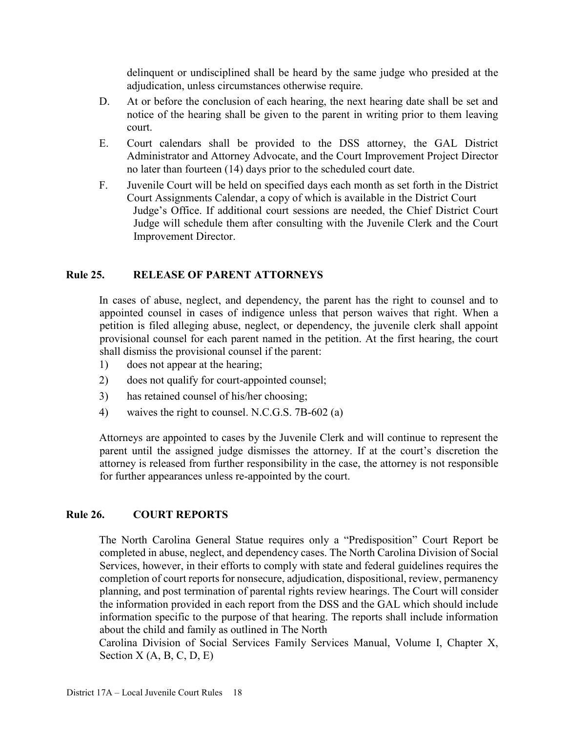delinquent or undisciplined shall be heard by the same judge who presided at the adjudication, unless circumstances otherwise require.

D. At or before the conclusion of each hearing, the next hearing date shall be set and notice of the hearing shall be given to the parent in writing prior to them leaving court.

E. Court calendars shall be provided to the DSS attorney, the GAL District Administrator and Attorney Advocate, and the Court Improvement Project Director no later than fourteen (14) days prior to the scheduled court date.

F. Juvenile Court will be held on specified days each month as set forth in the District Court Assignments Calendar, a copy of which is available in the District Court Judge's Office. If additional court sessions are needed, the Chief District Court Judge will schedule them after consulting with the Juvenile Clerk and the Court Improvement Director.

## Rule 25. RELEASE OF PARENT ATTORNEYS

In cases of abuse, neglect, and dependency, the parent has the right to counsel and to appointed counsel in cases of indigence unless that person waives that right. When a petition is filed alleging abuse, neglect, or dependency, the juvenile clerk shall appoint provisional counsel for each parent named in the petition. At the first hearing, the court shall dismiss the provisional counsel if the parent:

1) does not appear at the hearing;
2) does not qualify for court-appointed counsel;
3) has retained counsel of his/her choosing;
4) waives the right to counsel. N.C.G.S. 7B-602 (a)

Attorneys are appointed to cases by the Juvenile Clerk and will continue to represent the parent until the assigned judge dismisses the attorney. If at the court's discretion the attorney is released from further responsibility in the case, the attorney is not responsible for further appearances unless re-appointed by the court.

## Rule 26. COURT REPORTS

The North Carolina General Statue requires only a "Predisposition" Court Report be completed in abuse, neglect, and dependency cases. The North Carolina Division of Social Services, however, in their efforts to comply with state and federal guidelines requires the completion of court reports for nonsecure, adjudication, dispositional, review, permanency planning, and post termination of parental rights review hearings. The Court will consider the information provided in each report from the DSS and the GAL which should include information specific to the purpose of that hearing. The reports shall include information about the child and family as outlined in The North Carolina Division of Social Services Family Services Manual, Volume I, Chapter X, Section X (A, B, C, D, E)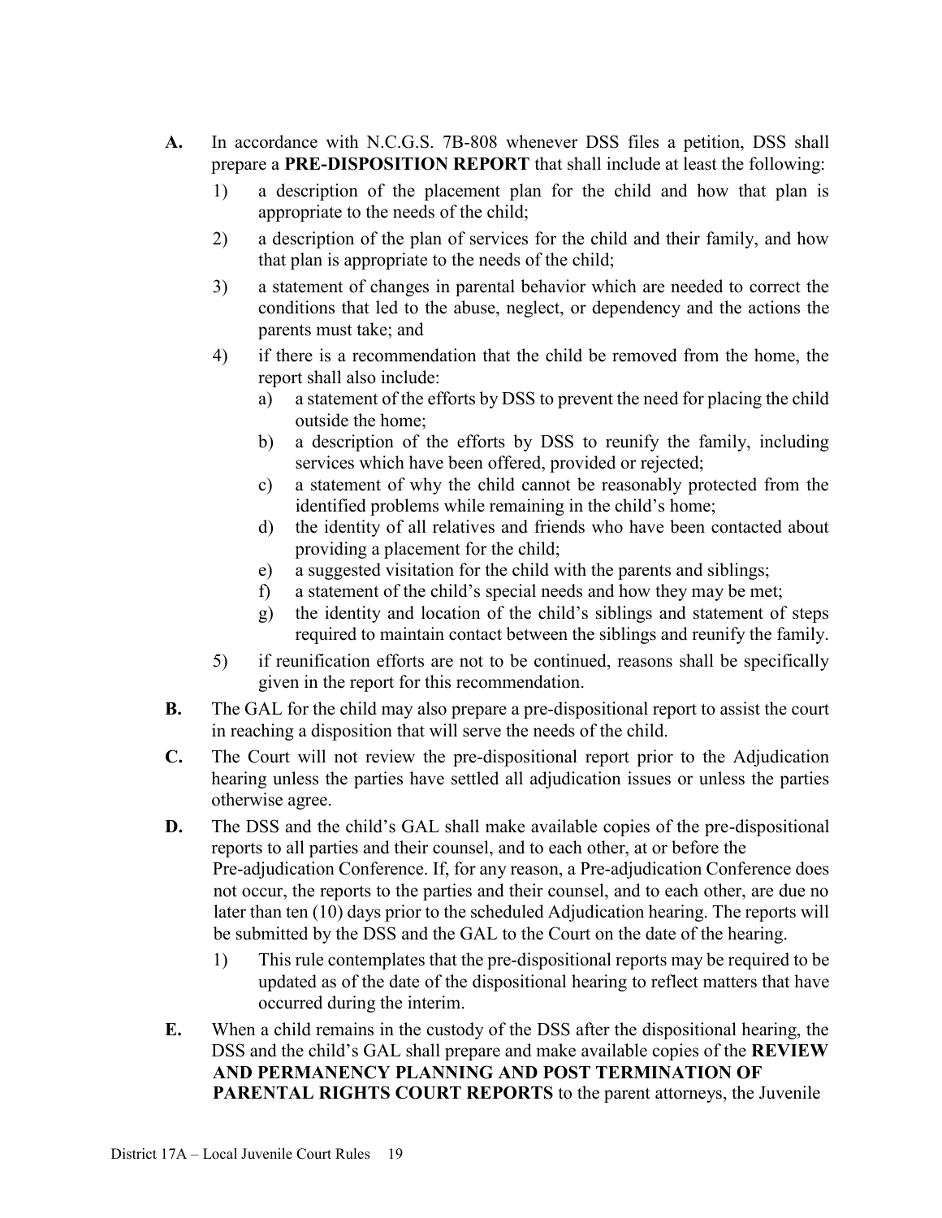**A.** In accordance with N.C.G.S. 7B-808 whenever DSS files a petition, DSS shall prepare a **PRE-DISPOSITION REPORT** that shall include at least the following:

1) a description of the placement plan for the child and how that plan is appropriate to the needs of the child;
2) a description of the plan of services for the child and their family, and how that plan is appropriate to the needs of the child;
3) a statement of changes in parental behavior which are needed to correct the conditions that led to the abuse, neglect, or dependency and the actions the parents must take; and
4) if there is a recommendation that the child be removed from the home, the report shall also include:
   a) a statement of the efforts by DSS to prevent the need for placing the child outside the home;
   b) a description of the efforts by DSS to reunify the family, including services which have been offered, provided or rejected;
   c) a statement of why the child cannot be reasonably protected from the identified problems while remaining in the child's home;
   d) the identity of all relatives and friends who have been contacted about providing a placement for the child;
   e) a suggested visitation for the child with the parents and siblings;
   f) a statement of the child's special needs and how they may be met;
   g) the identity and location of the child's siblings and statement of steps required to maintain contact between the siblings and reunify the family.
5) if reunification efforts are not to be continued, reasons shall be specifically given in the report for this recommendation.

**B.** The GAL for the child may also prepare a pre-dispositional report to assist the court in reaching a disposition that will serve the needs of the child.

**C.** The Court will not review the pre-dispositional report prior to the Adjudication hearing unless the parties have settled all adjudication issues or unless the parties otherwise agree.

**D.** The DSS and the child's GAL shall make available copies of the pre-dispositional reports to all parties and their counsel, and to each other, at or before the Pre-adjudication Conference. If, for any reason, a Pre-adjudication Conference does not occur, the reports to the parties and their counsel, and to each other, are due no later than ten (10) days prior to the scheduled Adjudication hearing. The reports will be submitted by the DSS and the GAL to the Court on the date of the hearing.

1) This rule contemplates that the pre-dispositional reports may be required to be updated as of the date of the dispositional hearing to reflect matters that have occurred during the interim.

**E.** When a child remains in the custody of the DSS after the dispositional hearing, the DSS and the child's GAL shall prepare and make available copies of the **REVIEW AND PERMANENCY PLANNING AND POST TERMINATION OF PARENTAL RIGHTS COURT REPORTS** to the parent attorneys, the Juvenile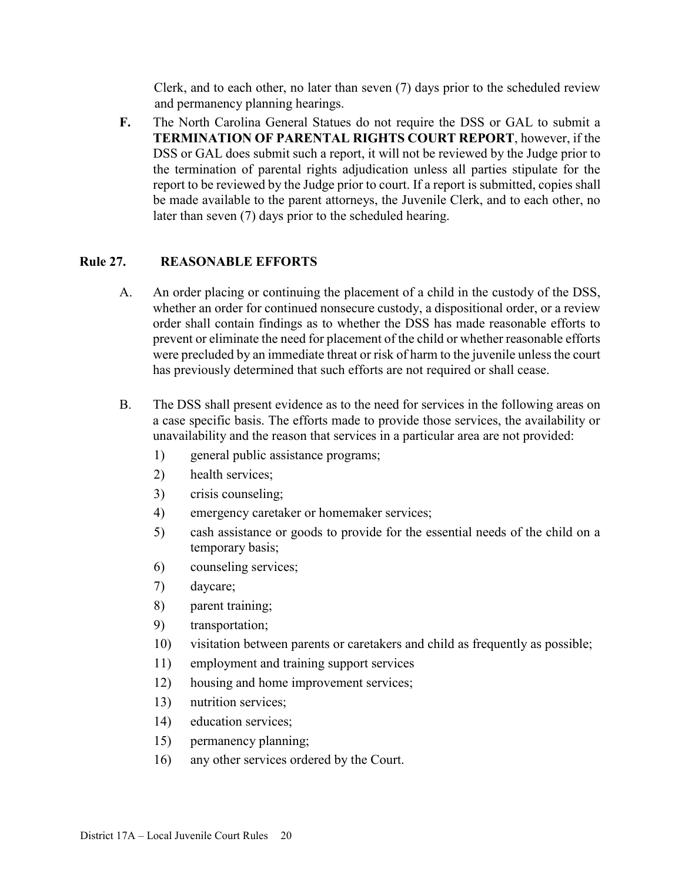Clerk, and to each other, no later than seven (7) days prior to the scheduled review and permanency planning hearings.

**F.** The North Carolina General Statues do not require the DSS or GAL to submit a **TERMINATION OF PARENTAL RIGHTS COURT REPORT**, however, if the DSS or GAL does submit such a report, it will not be reviewed by the Judge prior to the termination of parental rights adjudication unless all parties stipulate for the report to be reviewed by the Judge prior to court. If a report is submitted, copies shall be made available to the parent attorneys, the Juvenile Clerk, and to each other, no later than seven (7) days prior to the scheduled hearing.

## Rule 27. REASONABLE EFFORTS

A. An order placing or continuing the placement of a child in the custody of the DSS, whether an order for continued nonsecure custody, a dispositional order, or a review order shall contain findings as to whether the DSS has made reasonable efforts to prevent or eliminate the need for placement of the child or whether reasonable efforts were precluded by an immediate threat or risk of harm to the juvenile unless the court has previously determined that such efforts are not required or shall cease.

B. The DSS shall present evidence as to the need for services in the following areas on a case specific basis. The efforts made to provide those services, the availability or unavailability and the reason that services in a particular area are not provided:

1) general public assistance programs;
2) health services;
3) crisis counseling;
4) emergency caretaker or homemaker services;
5) cash assistance or goods to provide for the essential needs of the child on a temporary basis;
6) counseling services;
7) daycare;
8) parent training;
9) transportation;
10) visitation between parents or caretakers and child as frequently as possible;
11) employment and training support services
12) housing and home improvement services;
13) nutrition services;
14) education services;
15) permanency planning;
16) any other services ordered by the Court.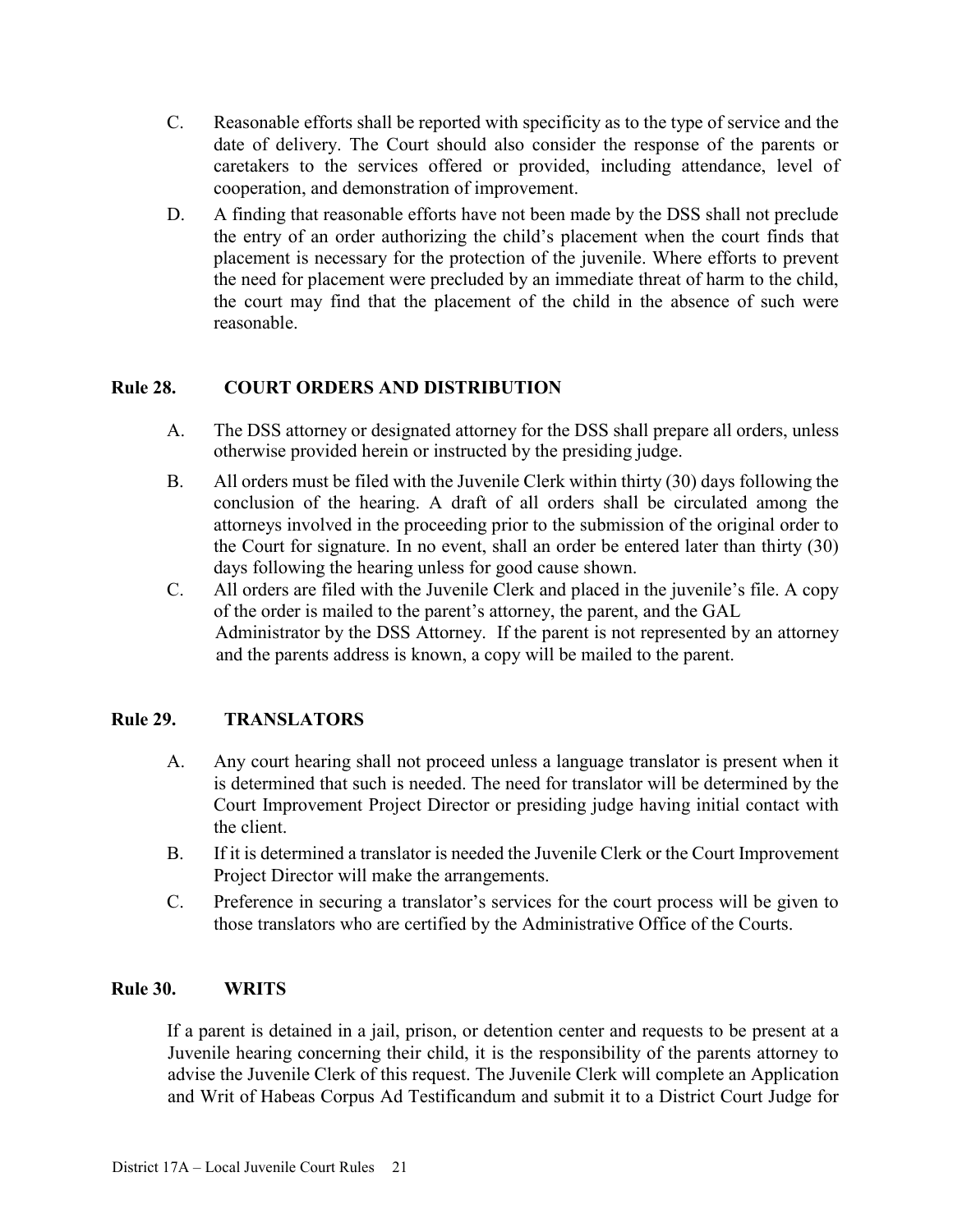C. Reasonable efforts shall be reported with specificity as to the type of service and the date of delivery. The Court should also consider the response of the parents or caretakers to the services offered or provided, including attendance, level of cooperation, and demonstration of improvement.

D. A finding that reasonable efforts have not been made by the DSS shall not preclude the entry of an order authorizing the child's placement when the court finds that placement is necessary for the protection of the juvenile. Where efforts to prevent the need for placement were precluded by an immediate threat of harm to the child, the court may find that the placement of the child in the absence of such were reasonable.

## Rule 28. COURT ORDERS AND DISTRIBUTION

A. The DSS attorney or designated attorney for the DSS shall prepare all orders, unless otherwise provided herein or instructed by the presiding judge.

B. All orders must be filed with the Juvenile Clerk within thirty (30) days following the conclusion of the hearing. A draft of all orders shall be circulated among the attorneys involved in the proceeding prior to the submission of the original order to the Court for signature. In no event, shall an order be entered later than thirty (30) days following the hearing unless for good cause shown.

C. All orders are filed with the Juvenile Clerk and placed in the juvenile's file. A copy of the order is mailed to the parent's attorney, the parent, and the GAL Administrator by the DSS Attorney. If the parent is not represented by an attorney and the parents address is known, a copy will be mailed to the parent.

## Rule 29. TRANSLATORS

A. Any court hearing shall not proceed unless a language translator is present when it is determined that such is needed. The need for translator will be determined by the Court Improvement Project Director or presiding judge having initial contact with the client.

B. If it is determined a translator is needed the Juvenile Clerk or the Court Improvement Project Director will make the arrangements.

C. Preference in securing a translator's services for the court process will be given to those translators who are certified by the Administrative Office of the Courts.

## Rule 30. WRITS

If a parent is detained in a jail, prison, or detention center and requests to be present at a Juvenile hearing concerning their child, it is the responsibility of the parents attorney to advise the Juvenile Clerk of this request. The Juvenile Clerk will complete an Application and Writ of Habeas Corpus Ad Testificandum and submit it to a District Court Judge for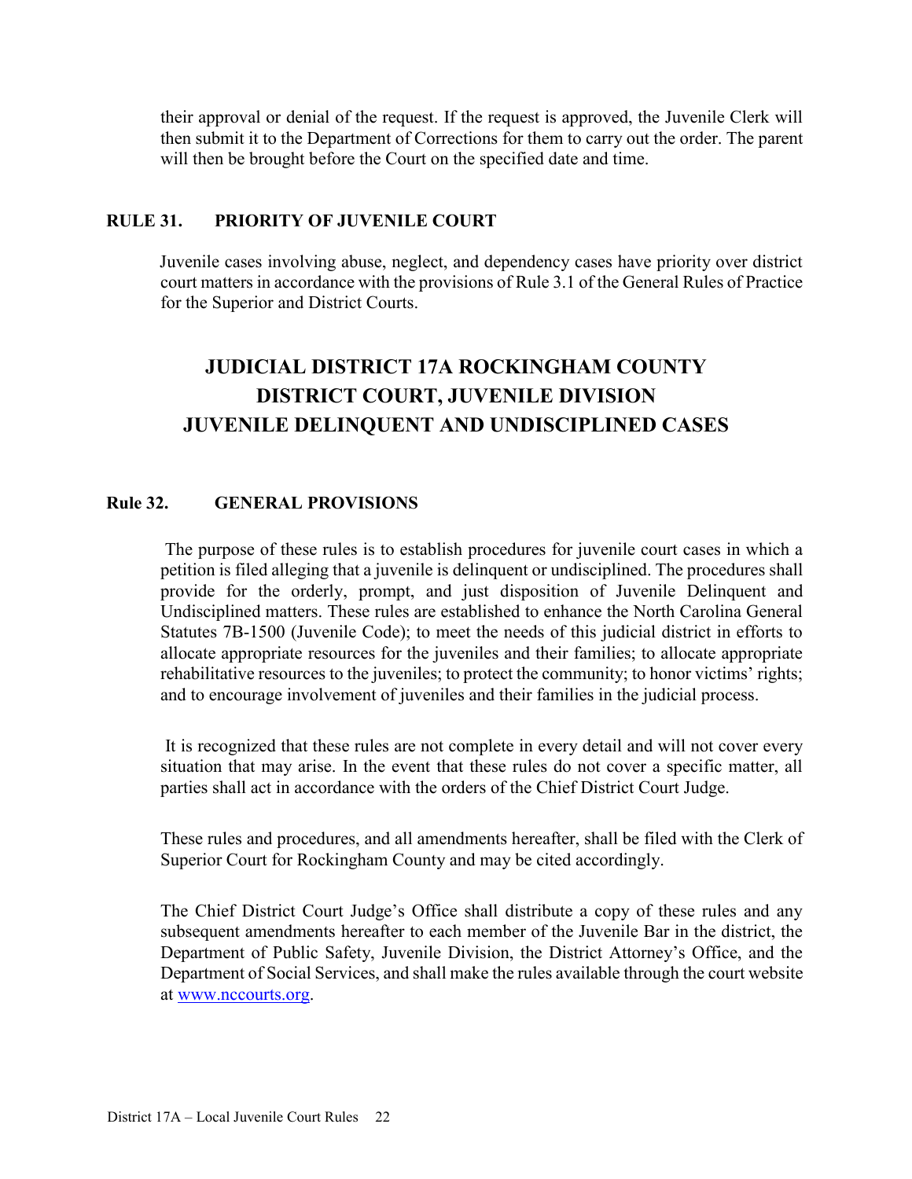their approval or denial of the request. If the request is approved, the Juvenile Clerk will then submit it to the Department of Corrections for them to carry out the order. The parent will then be brought before the Court on the specified date and time.

### RULE 31. PRIORITY OF JUVENILE COURT

Juvenile cases involving abuse, neglect, and dependency cases have priority over district court matters in accordance with the provisions of Rule 3.1 of the General Rules of Practice for the Superior and District Courts.

# JUDICIAL DISTRICT 17A ROCKINGHAM COUNTY DISTRICT COURT, JUVENILE DIVISION JUVENILE DELINQUENT AND UNDISCIPLINED CASES

### Rule 32. GENERAL PROVISIONS

The purpose of these rules is to establish procedures for juvenile court cases in which a petition is filed alleging that a juvenile is delinquent or undisciplined. The procedures shall provide for the orderly, prompt, and just disposition of Juvenile Delinquent and Undisciplined matters. These rules are established to enhance the North Carolina General Statutes 7B-1500 (Juvenile Code); to meet the needs of this judicial district in efforts to allocate appropriate resources for the juveniles and their families; to allocate appropriate rehabilitative resources to the juveniles; to protect the community; to honor victims' rights; and to encourage involvement of juveniles and their families in the judicial process.

It is recognized that these rules are not complete in every detail and will not cover every situation that may arise. In the event that these rules do not cover a specific matter, all parties shall act in accordance with the orders of the Chief District Court Judge.

These rules and procedures, and all amendments hereafter, shall be filed with the Clerk of Superior Court for Rockingham County and may be cited accordingly.

The Chief District Court Judge's Office shall distribute a copy of these rules and any subsequent amendments hereafter to each member of the Juvenile Bar in the district, the Department of Public Safety, Juvenile Division, the District Attorney's Office, and the Department of Social Services, and shall make the rules available through the court website at www.nccourts.org.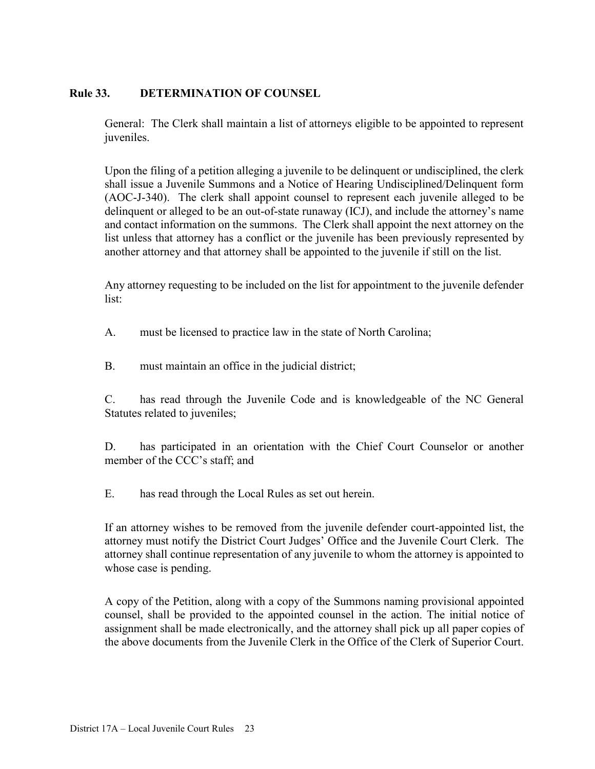## Rule 33. DETERMINATION OF COUNSEL

General: The Clerk shall maintain a list of attorneys eligible to be appointed to represent juveniles.

Upon the filing of a petition alleging a juvenile to be delinquent or undisciplined, the clerk shall issue a Juvenile Summons and a Notice of Hearing Undisciplined/Delinquent form (AOC-J-340). The clerk shall appoint counsel to represent each juvenile alleged to be delinquent or alleged to be an out-of-state runaway (ICJ), and include the attorney's name and contact information on the summons. The Clerk shall appoint the next attorney on the list unless that attorney has a conflict or the juvenile has been previously represented by another attorney and that attorney shall be appointed to the juvenile if still on the list.

Any attorney requesting to be included on the list for appointment to the juvenile defender list:

A. must be licensed to practice law in the state of North Carolina;

B. must maintain an office in the judicial district;

C. has read through the Juvenile Code and is knowledgeable of the NC General Statutes related to juveniles;

D. has participated in an orientation with the Chief Court Counselor or another member of the CCC's staff; and

E. has read through the Local Rules as set out herein.

If an attorney wishes to be removed from the juvenile defender court-appointed list, the attorney must notify the District Court Judges' Office and the Juvenile Court Clerk. The attorney shall continue representation of any juvenile to whom the attorney is appointed to whose case is pending.

A copy of the Petition, along with a copy of the Summons naming provisional appointed counsel, shall be provided to the appointed counsel in the action. The initial notice of assignment shall be made electronically, and the attorney shall pick up all paper copies of the above documents from the Juvenile Clerk in the Office of the Clerk of Superior Court.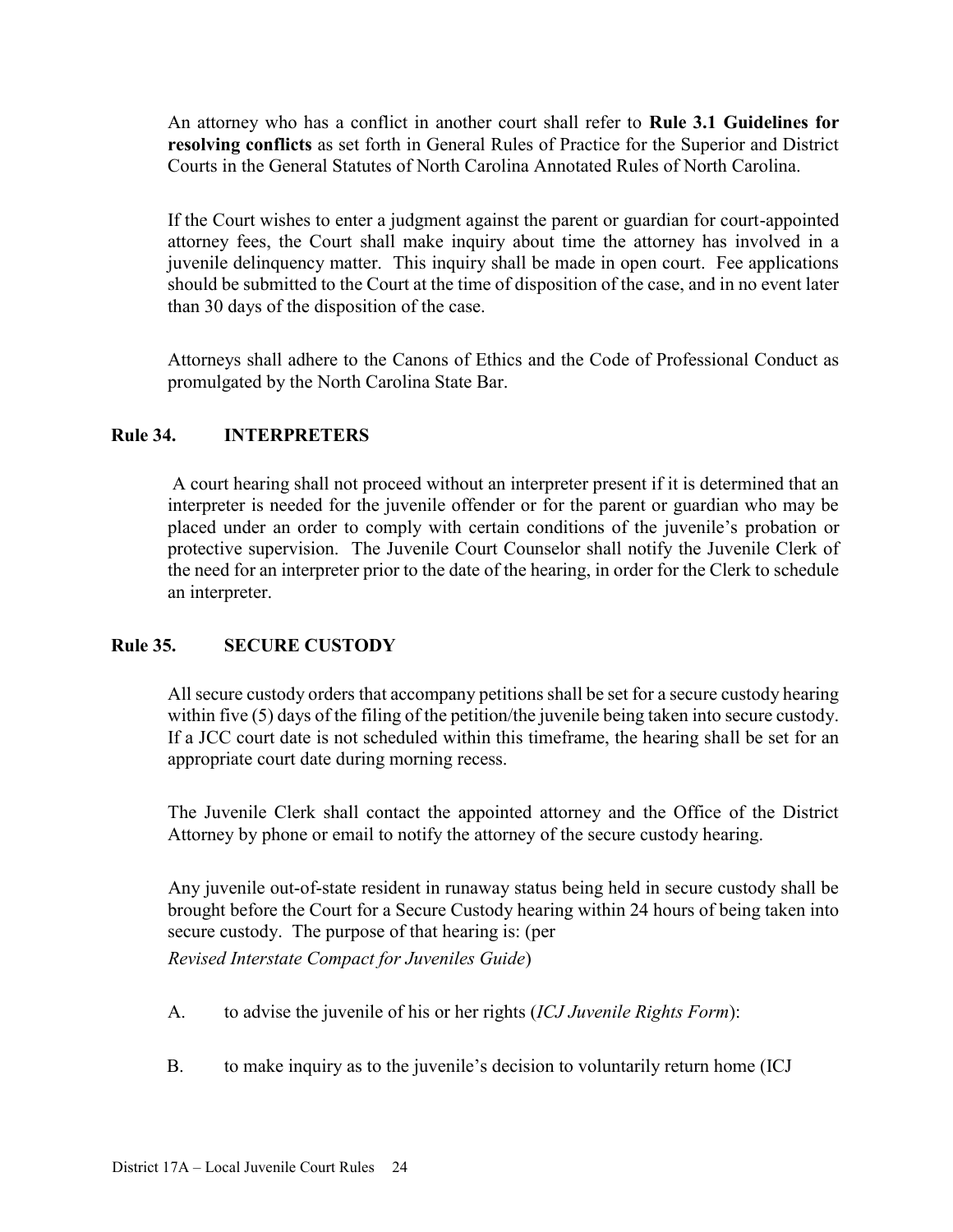An attorney who has a conflict in another court shall refer to **Rule 3.1 Guidelines for resolving conflicts** as set forth in General Rules of Practice for the Superior and District Courts in the General Statutes of North Carolina Annotated Rules of North Carolina.

If the Court wishes to enter a judgment against the parent or guardian for court-appointed attorney fees, the Court shall make inquiry about time the attorney has involved in a juvenile delinquency matter. This inquiry shall be made in open court. Fee applications should be submitted to the Court at the time of disposition of the case, and in no event later than 30 days of the disposition of the case.

Attorneys shall adhere to the Canons of Ethics and the Code of Professional Conduct as promulgated by the North Carolina State Bar.

## Rule 34. INTERPRETERS

A court hearing shall not proceed without an interpreter present if it is determined that an interpreter is needed for the juvenile offender or for the parent or guardian who may be placed under an order to comply with certain conditions of the juvenile's probation or protective supervision. The Juvenile Court Counselor shall notify the Juvenile Clerk of the need for an interpreter prior to the date of the hearing, in order for the Clerk to schedule an interpreter.

## Rule 35. SECURE CUSTODY

All secure custody orders that accompany petitions shall be set for a secure custody hearing within five (5) days of the filing of the petition/the juvenile being taken into secure custody. If a JCC court date is not scheduled within this timeframe, the hearing shall be set for an appropriate court date during morning recess.

The Juvenile Clerk shall contact the appointed attorney and the Office of the District Attorney by phone or email to notify the attorney of the secure custody hearing.

Any juvenile out-of-state resident in runaway status being held in secure custody shall be brought before the Court for a Secure Custody hearing within 24 hours of being taken into secure custody. The purpose of that hearing is: (per *Revised Interstate Compact for Juveniles Guide*)

A. to advise the juvenile of his or her rights (*ICJ Juvenile Rights Form*):

B. to make inquiry as to the juvenile's decision to voluntarily return home (ICJ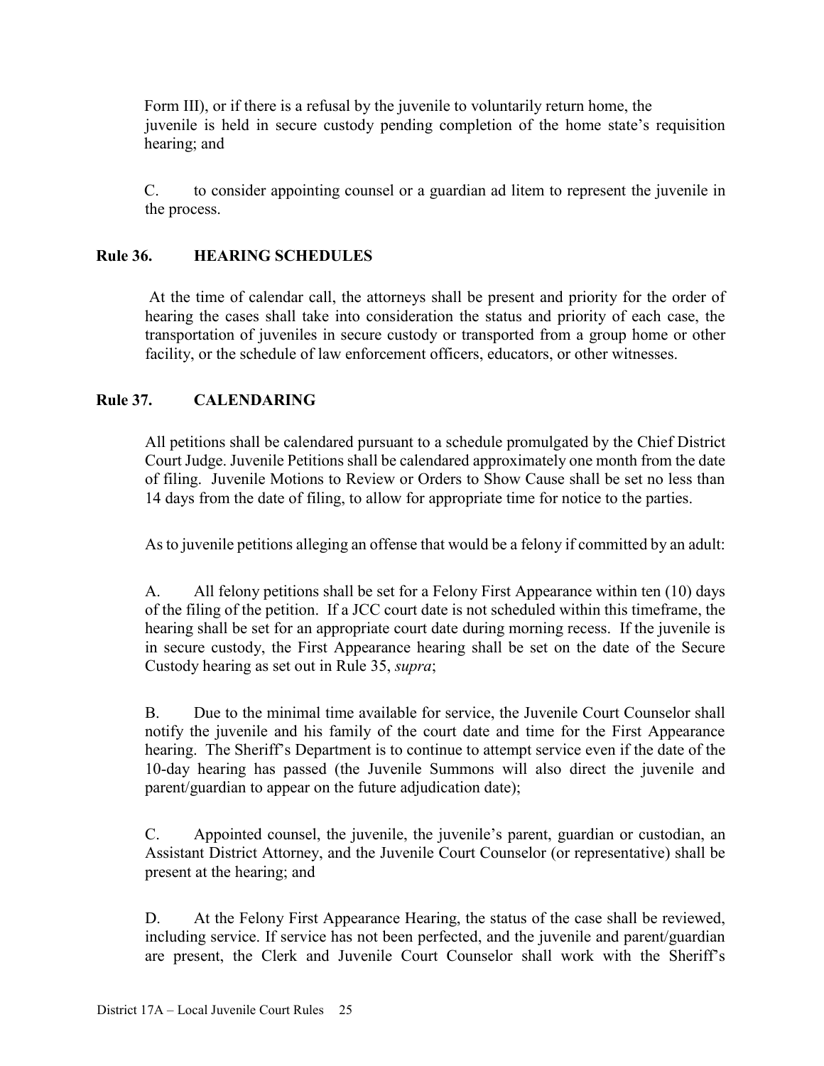Form III), or if there is a refusal by the juvenile to voluntarily return home, the juvenile is held in secure custody pending completion of the home state's requisition hearing; and

C. to consider appointing counsel or a guardian ad litem to represent the juvenile in the process.

## Rule 36. HEARING SCHEDULES

At the time of calendar call, the attorneys shall be present and priority for the order of hearing the cases shall take into consideration the status and priority of each case, the transportation of juveniles in secure custody or transported from a group home or other facility, or the schedule of law enforcement officers, educators, or other witnesses.

## Rule 37. CALENDARING

All petitions shall be calendared pursuant to a schedule promulgated by the Chief District Court Judge. Juvenile Petitions shall be calendared approximately one month from the date of filing. Juvenile Motions to Review or Orders to Show Cause shall be set no less than 14 days from the date of filing, to allow for appropriate time for notice to the parties.

As to juvenile petitions alleging an offense that would be a felony if committed by an adult:

A. All felony petitions shall be set for a Felony First Appearance within ten (10) days of the filing of the petition. If a JCC court date is not scheduled within this timeframe, the hearing shall be set for an appropriate court date during morning recess. If the juvenile is in secure custody, the First Appearance hearing shall be set on the date of the Secure Custody hearing as set out in Rule 35, *supra*;

B. Due to the minimal time available for service, the Juvenile Court Counselor shall notify the juvenile and his family of the court date and time for the First Appearance hearing. The Sheriff's Department is to continue to attempt service even if the date of the 10-day hearing has passed (the Juvenile Summons will also direct the juvenile and parent/guardian to appear on the future adjudication date);

C. Appointed counsel, the juvenile, the juvenile's parent, guardian or custodian, an Assistant District Attorney, and the Juvenile Court Counselor (or representative) shall be present at the hearing; and

D. At the Felony First Appearance Hearing, the status of the case shall be reviewed, including service. If service has not been perfected, and the juvenile and parent/guardian are present, the Clerk and Juvenile Court Counselor shall work with the Sheriff's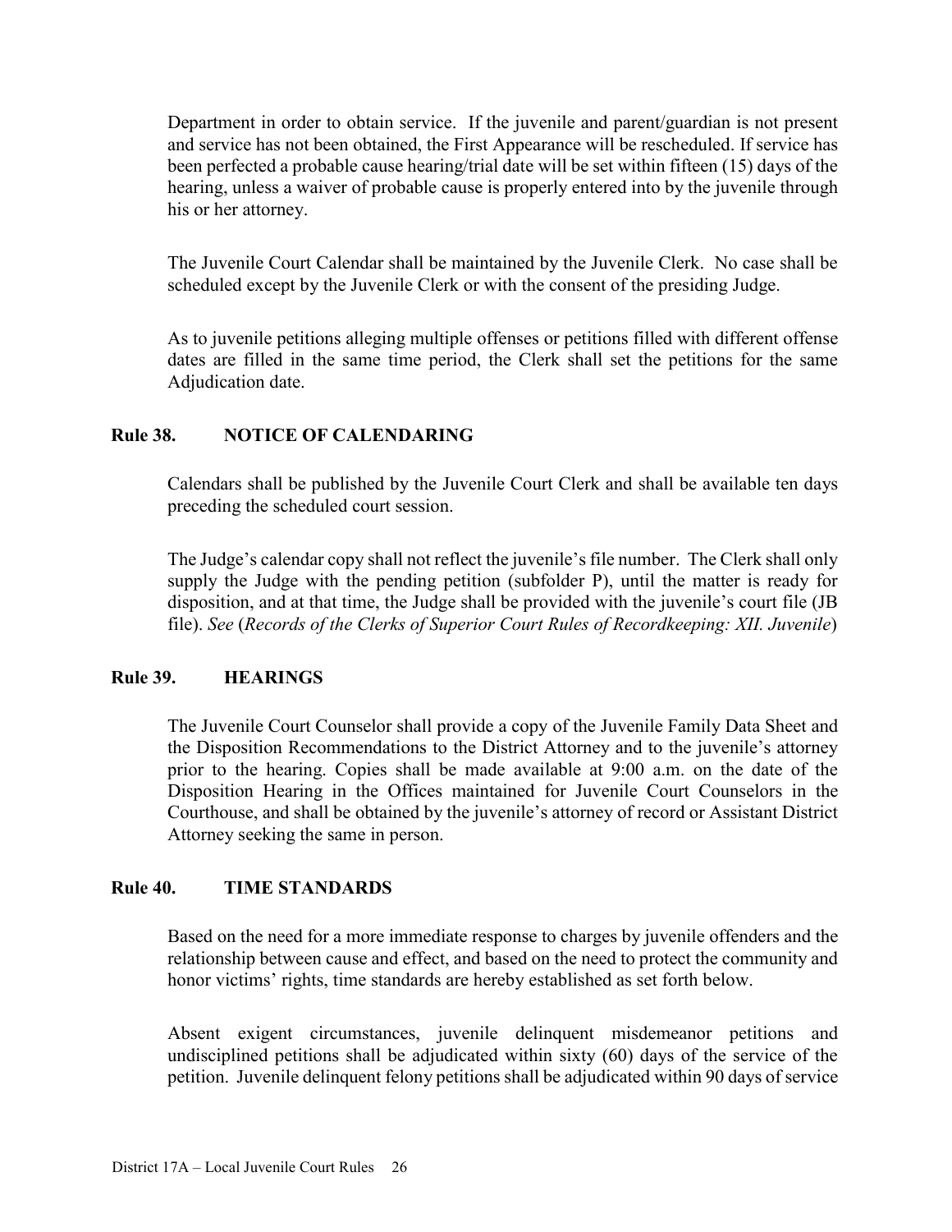Department in order to obtain service. If the juvenile and parent/guardian is not present and service has not been obtained, the First Appearance will be rescheduled. If service has been perfected a probable cause hearing/trial date will be set within fifteen (15) days of the hearing, unless a waiver of probable cause is properly entered into by the juvenile through his or her attorney.

The Juvenile Court Calendar shall be maintained by the Juvenile Clerk. No case shall be scheduled except by the Juvenile Clerk or with the consent of the presiding Judge.

As to juvenile petitions alleging multiple offenses or petitions filled with different offense dates are filled in the same time period, the Clerk shall set the petitions for the same Adjudication date.

## Rule 38. NOTICE OF CALENDARING

Calendars shall be published by the Juvenile Court Clerk and shall be available ten days preceding the scheduled court session.

The Judge's calendar copy shall not reflect the juvenile's file number. The Clerk shall only supply the Judge with the pending petition (subfolder P), until the matter is ready for disposition, and at that time, the Judge shall be provided with the juvenile's court file (JB file). *See* (*Records of the Clerks of Superior Court Rules of Recordkeeping: XII. Juvenile*)

## Rule 39. HEARINGS

The Juvenile Court Counselor shall provide a copy of the Juvenile Family Data Sheet and the Disposition Recommendations to the District Attorney and to the juvenile's attorney prior to the hearing. Copies shall be made available at 9:00 a.m. on the date of the Disposition Hearing in the Offices maintained for Juvenile Court Counselors in the Courthouse, and shall be obtained by the juvenile's attorney of record or Assistant District Attorney seeking the same in person.

## Rule 40. TIME STANDARDS

Based on the need for a more immediate response to charges by juvenile offenders and the relationship between cause and effect, and based on the need to protect the community and honor victims' rights, time standards are hereby established as set forth below.

Absent exigent circumstances, juvenile delinquent misdemeanor petitions and undisciplined petitions shall be adjudicated within sixty (60) days of the service of the petition. Juvenile delinquent felony petitions shall be adjudicated within 90 days of service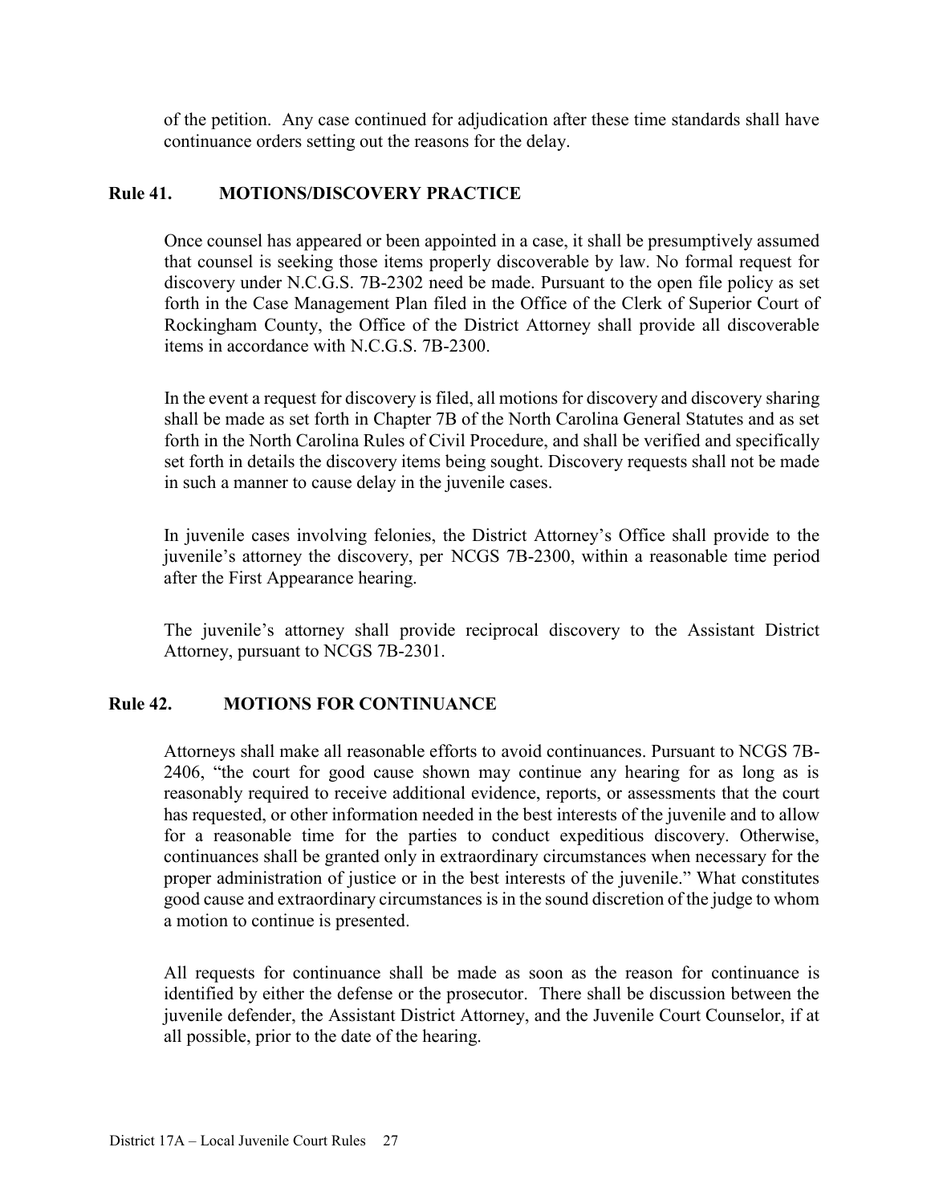of the petition. Any case continued for adjudication after these time standards shall have continuance orders setting out the reasons for the delay.

## Rule 41. MOTIONS/DISCOVERY PRACTICE

Once counsel has appeared or been appointed in a case, it shall be presumptively assumed that counsel is seeking those items properly discoverable by law. No formal request for discovery under N.C.G.S. 7B-2302 need be made. Pursuant to the open file policy as set forth in the Case Management Plan filed in the Office of the Clerk of Superior Court of Rockingham County, the Office of the District Attorney shall provide all discoverable items in accordance with N.C.G.S. 7B-2300.

In the event a request for discovery is filed, all motions for discovery and discovery sharing shall be made as set forth in Chapter 7B of the North Carolina General Statutes and as set forth in the North Carolina Rules of Civil Procedure, and shall be verified and specifically set forth in details the discovery items being sought. Discovery requests shall not be made in such a manner to cause delay in the juvenile cases.

In juvenile cases involving felonies, the District Attorney's Office shall provide to the juvenile's attorney the discovery, per NCGS 7B-2300, within a reasonable time period after the First Appearance hearing.

The juvenile's attorney shall provide reciprocal discovery to the Assistant District Attorney, pursuant to NCGS 7B-2301.

## Rule 42. MOTIONS FOR CONTINUANCE

Attorneys shall make all reasonable efforts to avoid continuances. Pursuant to NCGS 7B-2406, "the court for good cause shown may continue any hearing for as long as is reasonably required to receive additional evidence, reports, or assessments that the court has requested, or other information needed in the best interests of the juvenile and to allow for a reasonable time for the parties to conduct expeditious discovery. Otherwise, continuances shall be granted only in extraordinary circumstances when necessary for the proper administration of justice or in the best interests of the juvenile." What constitutes good cause and extraordinary circumstances is in the sound discretion of the judge to whom a motion to continue is presented.

All requests for continuance shall be made as soon as the reason for continuance is identified by either the defense or the prosecutor. There shall be discussion between the juvenile defender, the Assistant District Attorney, and the Juvenile Court Counselor, if at all possible, prior to the date of the hearing.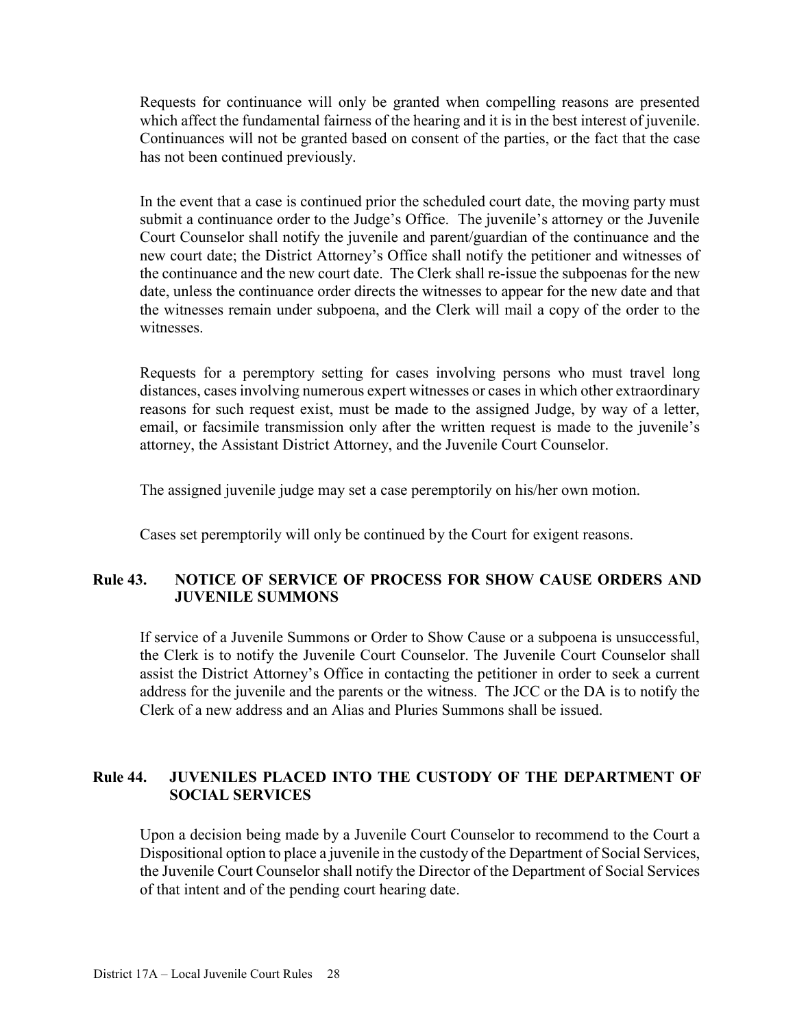Requests for continuance will only be granted when compelling reasons are presented which affect the fundamental fairness of the hearing and it is in the best interest of juvenile. Continuances will not be granted based on consent of the parties, or the fact that the case has not been continued previously.

In the event that a case is continued prior the scheduled court date, the moving party must submit a continuance order to the Judge's Office. The juvenile's attorney or the Juvenile Court Counselor shall notify the juvenile and parent/guardian of the continuance and the new court date; the District Attorney's Office shall notify the petitioner and witnesses of the continuance and the new court date. The Clerk shall re-issue the subpoenas for the new date, unless the continuance order directs the witnesses to appear for the new date and that the witnesses remain under subpoena, and the Clerk will mail a copy of the order to the witnesses.

Requests for a peremptory setting for cases involving persons who must travel long distances, cases involving numerous expert witnesses or cases in which other extraordinary reasons for such request exist, must be made to the assigned Judge, by way of a letter, email, or facsimile transmission only after the written request is made to the juvenile's attorney, the Assistant District Attorney, and the Juvenile Court Counselor.

The assigned juvenile judge may set a case peremptorily on his/her own motion.

Cases set peremptorily will only be continued by the Court for exigent reasons.

## Rule 43. NOTICE OF SERVICE OF PROCESS FOR SHOW CAUSE ORDERS AND JUVENILE SUMMONS

If service of a Juvenile Summons or Order to Show Cause or a subpoena is unsuccessful, the Clerk is to notify the Juvenile Court Counselor. The Juvenile Court Counselor shall assist the District Attorney's Office in contacting the petitioner in order to seek a current address for the juvenile and the parents or the witness. The JCC or the DA is to notify the Clerk of a new address and an Alias and Pluries Summons shall be issued.

## Rule 44. JUVENILES PLACED INTO THE CUSTODY OF THE DEPARTMENT OF SOCIAL SERVICES

Upon a decision being made by a Juvenile Court Counselor to recommend to the Court a Dispositional option to place a juvenile in the custody of the Department of Social Services, the Juvenile Court Counselor shall notify the Director of the Department of Social Services of that intent and of the pending court hearing date.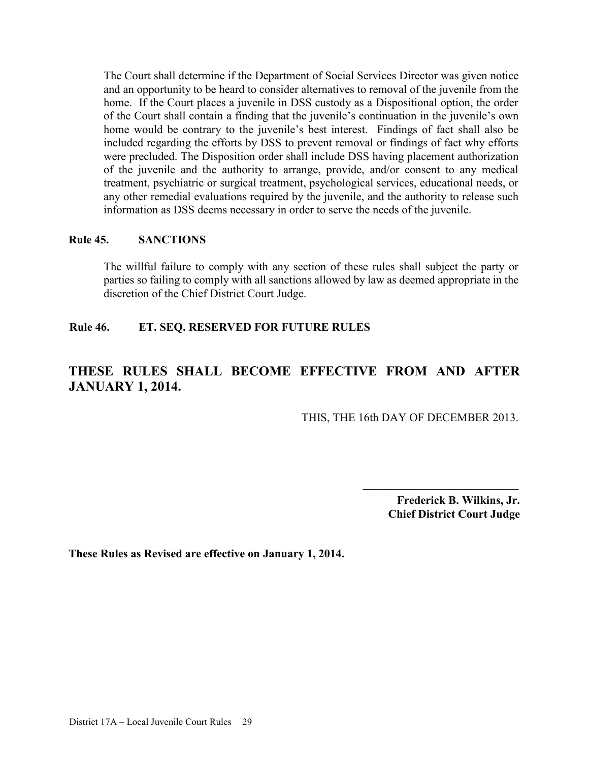The Court shall determine if the Department of Social Services Director was given notice and an opportunity to be heard to consider alternatives to removal of the juvenile from the home. If the Court places a juvenile in DSS custody as a Dispositional option, the order of the Court shall contain a finding that the juvenile's continuation in the juvenile's own home would be contrary to the juvenile's best interest. Findings of fact shall also be included regarding the efforts by DSS to prevent removal or findings of fact why efforts were precluded. The Disposition order shall include DSS having placement authorization of the juvenile and the authority to arrange, provide, and/or consent to any medical treatment, psychiatric or surgical treatment, psychological services, educational needs, or any other remedial evaluations required by the juvenile, and the authority to release such information as DSS deems necessary in order to serve the needs of the juvenile.

**Rule 45. SANCTIONS**

The willful failure to comply with any section of these rules shall subject the party or parties so failing to comply with all sanctions allowed by law as deemed appropriate in the discretion of the Chief District Court Judge.

**Rule 46. ET. SEQ. RESERVED FOR FUTURE RULES**

## THESE RULES SHALL BECOME EFFECTIVE FROM AND AFTER JANUARY 1, 2014.

THIS, THE 16th DAY OF DECEMBER 2013.

\_\_\_\_\_\_\_\_\_\_\_\_\_\_\_\_\_\_\_\_\_\_\_\_\_\_\_\_

**Frederick B. Wilkins, Jr.**
**Chief District Court Judge**

**These Rules as Revised are effective on January 1, 2014.**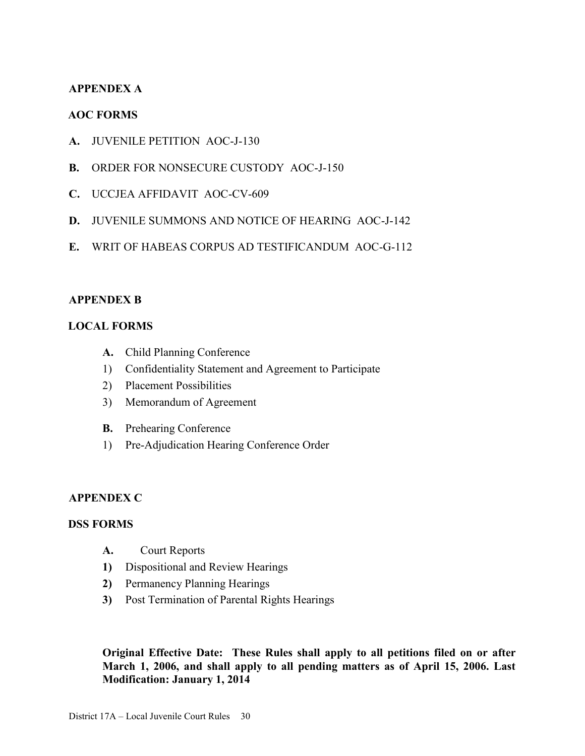**APPENDEX A**

**AOC FORMS**

**A.** JUVENILE PETITION AOC-J-130

**B.** ORDER FOR NONSECURE CUSTODY AOC-J-150

**C.** UCCJEA AFFIDAVIT AOC-CV-609

**D.** JUVENILE SUMMONS AND NOTICE OF HEARING AOC-J-142

**E.** WRIT OF HABEAS CORPUS AD TESTIFICANDUM AOC-G-112

**APPENDEX B**

**LOCAL FORMS**

**A.** Child Planning Conference

1) Confidentiality Statement and Agreement to Participate
2) Placement Possibilities
3) Memorandum of Agreement

**B.** Prehearing Conference

1) Pre-Adjudication Hearing Conference Order

**APPENDEX C**

**DSS FORMS**

**A.** Court Reports

**1)** Dispositional and Review Hearings
**2)** Permanency Planning Hearings
**3)** Post Termination of Parental Rights Hearings

**Original Effective Date: These Rules shall apply to all petitions filed on or after March 1, 2006, and shall apply to all pending matters as of April 15, 2006. Last Modification: January 1, 2014**